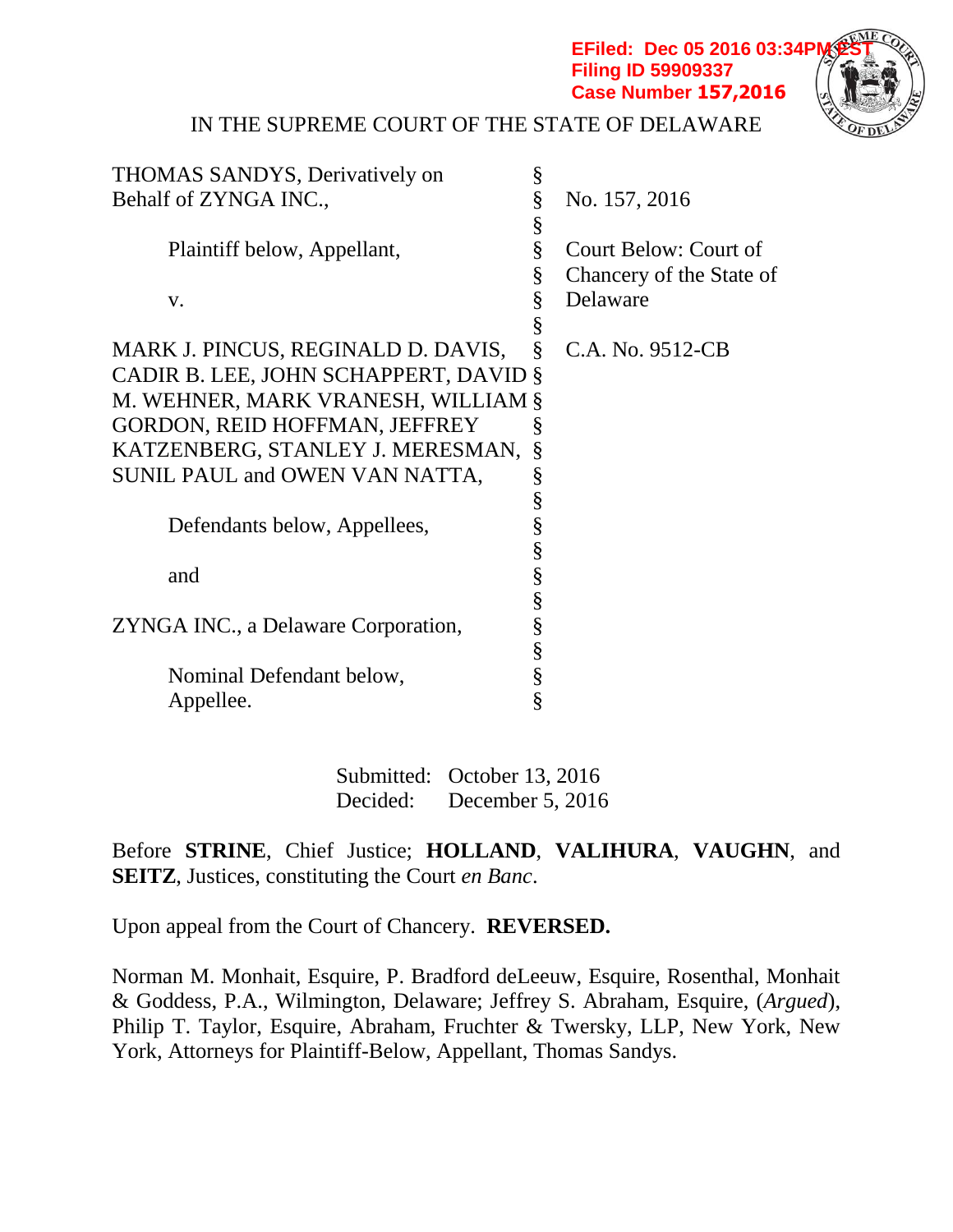EFiled: Dec 05 2016 03:34PM EST
Filing ID 59909337
Case Number 157,2016

IN THE SUPREME COURT OF THE STATE OF DELAWARE

| | | |
|---|---|---|
| THOMAS SANDYS, Derivatively on Behalf of ZYNGA INC., | § | No. 157, 2016 |
| Plaintiff below, Appellant, | § | Court Below: Court of Chancery of the State of Delaware |
| v. | § | |
| MARK J. PINCUS, REGINALD D. DAVIS, CADIR B. LEE, JOHN SCHAPPERT, DAVID M. WEHNER, MARK VRANESH, WILLIAM GORDON, REID HOFFMAN, JEFFREY KATZENBERG, STANLEY J. MERESMAN, SUNIL PAUL and OWEN VAN NATTA, | § | C.A. No. 9512-CB |
| Defendants below, Appellees, | § | |
| and | § | |
| ZYNGA INC., a Delaware Corporation, | § | |
| Nominal Defendant below, Appellee. | § | |

Submitted: October 13, 2016
Decided: December 5, 2016

Before **STRINE**, Chief Justice; **HOLLAND**, **VALIHURA**, **VAUGHN**, and **SEITZ**, Justices, constituting the Court *en Banc*.

Upon appeal from the Court of Chancery. **REVERSED.**

Norman M. Monhait, Esquire, P. Bradford deLeeuw, Esquire, Rosenthal, Monhait & Goddess, P.A., Wilmington, Delaware; Jeffrey S. Abraham, Esquire, (*Argued*), Philip T. Taylor, Esquire, Abraham, Fruchter & Twersky, LLP, New York, New York, Attorneys for Plaintiff-Below, Appellant, Thomas Sandys.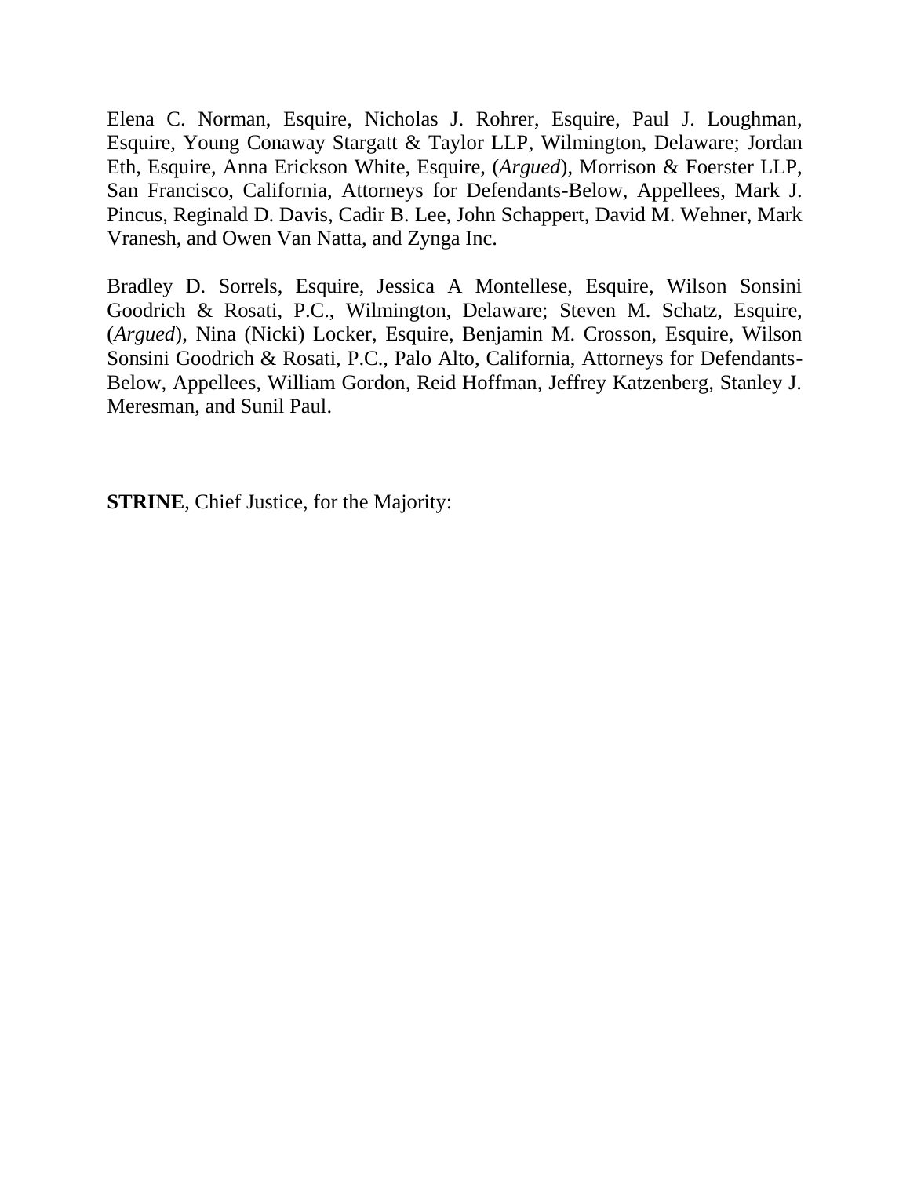Elena C. Norman, Esquire, Nicholas J. Rohrer, Esquire, Paul J. Loughman, Esquire, Young Conaway Stargatt & Taylor LLP, Wilmington, Delaware; Jordan Eth, Esquire, Anna Erickson White, Esquire, (*Argued*), Morrison & Foerster LLP, San Francisco, California, Attorneys for Defendants-Below, Appellees, Mark J. Pincus, Reginald D. Davis, Cadir B. Lee, John Schappert, David M. Wehner, Mark Vranesh, and Owen Van Natta, and Zynga Inc.

Bradley D. Sorrels, Esquire, Jessica A Montellese, Esquire, Wilson Sonsini Goodrich & Rosati, P.C., Wilmington, Delaware; Steven M. Schatz, Esquire, (*Argued*), Nina (Nicki) Locker, Esquire, Benjamin M. Crosson, Esquire, Wilson Sonsini Goodrich & Rosati, P.C., Palo Alto, California, Attorneys for Defendants-Below, Appellees, William Gordon, Reid Hoffman, Jeffrey Katzenberg, Stanley J. Meresman, and Sunil Paul.

**STRINE**, Chief Justice, for the Majority: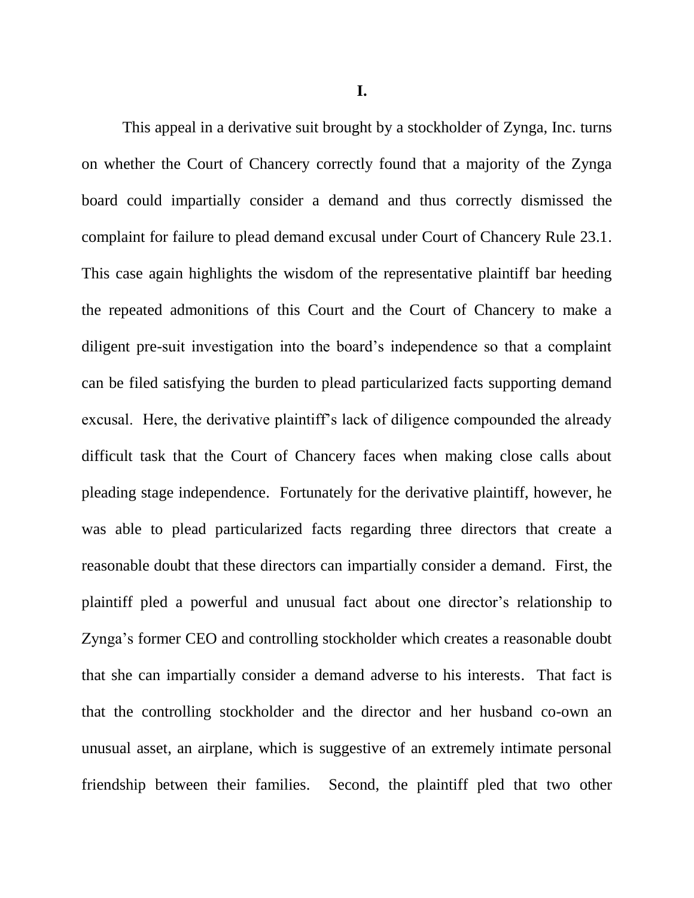# I.

This appeal in a derivative suit brought by a stockholder of Zynga, Inc. turns on whether the Court of Chancery correctly found that a majority of the Zynga board could impartially consider a demand and thus correctly dismissed the complaint for failure to plead demand excusal under Court of Chancery Rule 23.1. This case again highlights the wisdom of the representative plaintiff bar heeding the repeated admonitions of this Court and the Court of Chancery to make a diligent pre-suit investigation into the board's independence so that a complaint can be filed satisfying the burden to plead particularized facts supporting demand excusal. Here, the derivative plaintiff's lack of diligence compounded the already difficult task that the Court of Chancery faces when making close calls about pleading stage independence. Fortunately for the derivative plaintiff, however, he was able to plead particularized facts regarding three directors that create a reasonable doubt that these directors can impartially consider a demand. First, the plaintiff pled a powerful and unusual fact about one director's relationship to Zynga's former CEO and controlling stockholder which creates a reasonable doubt that she can impartially consider a demand adverse to his interests. That fact is that the controlling stockholder and the director and her husband co-own an unusual asset, an airplane, which is suggestive of an extremely intimate personal friendship between their families. Second, the plaintiff pled that two other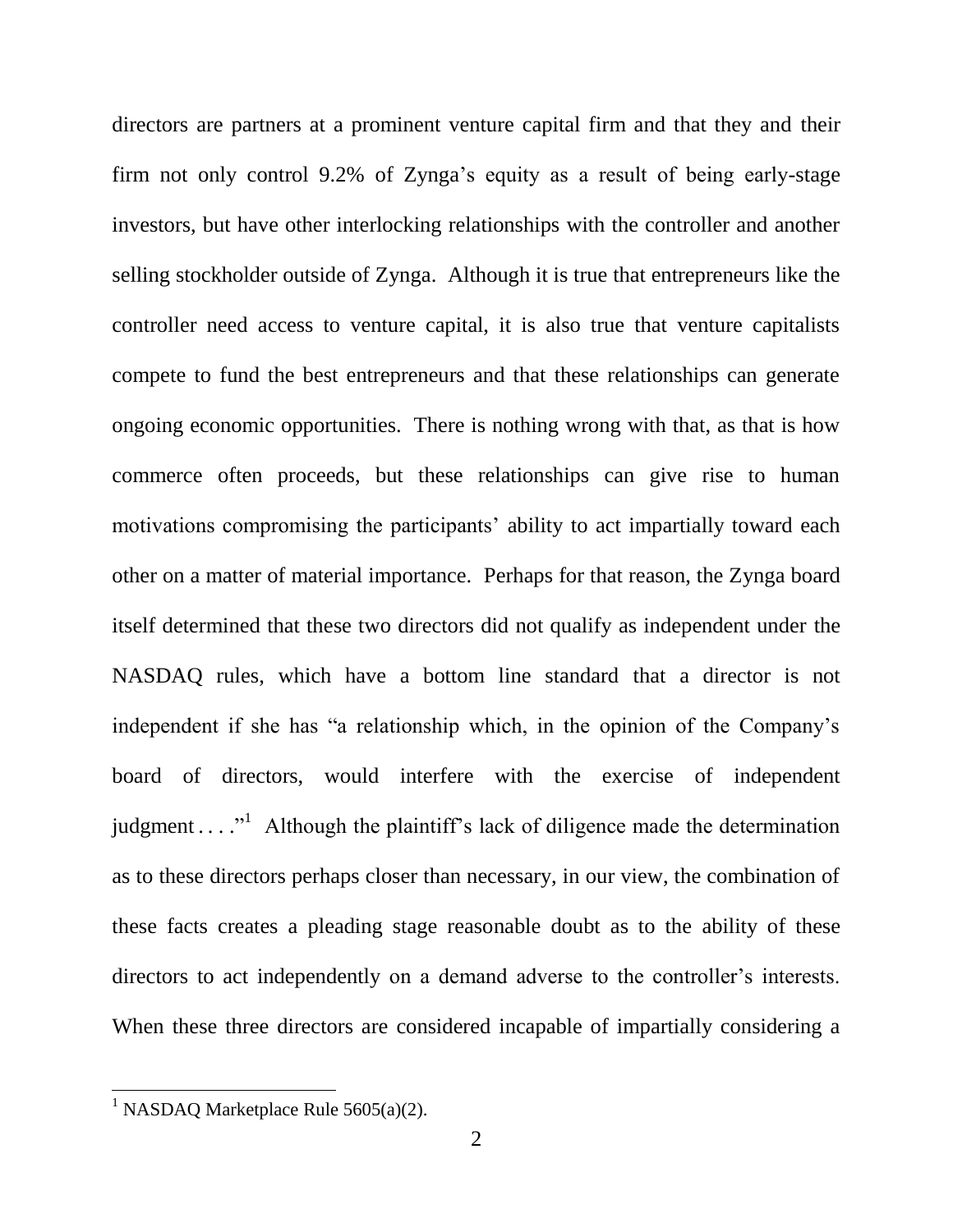directors are partners at a prominent venture capital firm and that they and their firm not only control 9.2% of Zynga's equity as a result of being early-stage investors, but have other interlocking relationships with the controller and another selling stockholder outside of Zynga. Although it is true that entrepreneurs like the controller need access to venture capital, it is also true that venture capitalists compete to fund the best entrepreneurs and that these relationships can generate ongoing economic opportunities. There is nothing wrong with that, as that is how commerce often proceeds, but these relationships can give rise to human motivations compromising the participants' ability to act impartially toward each other on a matter of material importance. Perhaps for that reason, the Zynga board itself determined that these two directors did not qualify as independent under the NASDAQ rules, which have a bottom line standard that a director is not independent if she has "a relationship which, in the opinion of the Company's board of directors, would interfere with the exercise of independent judgment . . . ."[1] Although the plaintiff's lack of diligence made the determination as to these directors perhaps closer than necessary, in our view, the combination of these facts creates a pleading stage reasonable doubt as to the ability of these directors to act independently on a demand adverse to the controller's interests. When these three directors are considered incapable of impartially considering a

[1] NASDAQ Marketplace Rule 5605(a)(2).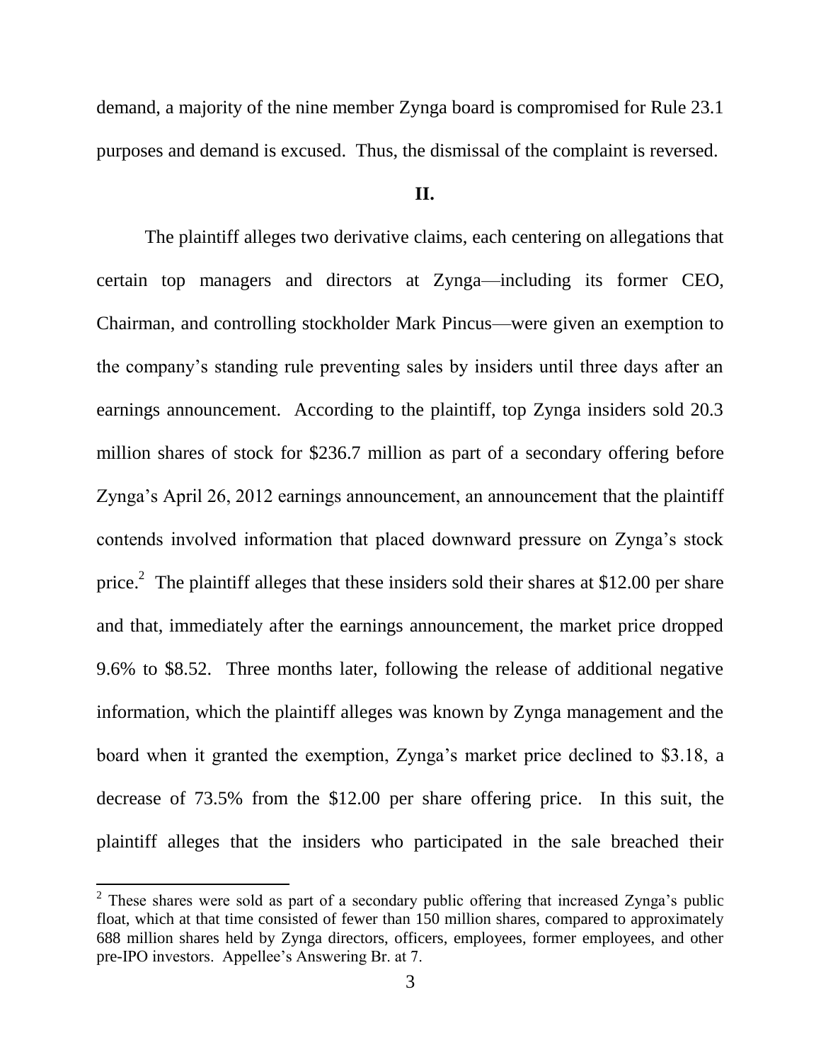demand, a majority of the nine member Zynga board is compromised for Rule 23.1 purposes and demand is excused. Thus, the dismissal of the complaint is reversed.

## II.

The plaintiff alleges two derivative claims, each centering on allegations that certain top managers and directors at Zynga—including its former CEO, Chairman, and controlling stockholder Mark Pincus—were given an exemption to the company's standing rule preventing sales by insiders until three days after an earnings announcement. According to the plaintiff, top Zynga insiders sold 20.3 million shares of stock for $236.7 million as part of a secondary offering before Zynga's April 26, 2012 earnings announcement, an announcement that the plaintiff contends involved information that placed downward pressure on Zynga's stock price.[2] The plaintiff alleges that these insiders sold their shares at $12.00 per share and that, immediately after the earnings announcement, the market price dropped 9.6% to $8.52. Three months later, following the release of additional negative information, which the plaintiff alleges was known by Zynga management and the board when it granted the exemption, Zynga's market price declined to $3.18, a decrease of 73.5% from the $12.00 per share offering price. In this suit, the plaintiff alleges that the insiders who participated in the sale breached their

---

[2] These shares were sold as part of a secondary public offering that increased Zynga's public float, which at that time consisted of fewer than 150 million shares, compared to approximately 688 million shares held by Zynga directors, officers, employees, former employees, and other pre-IPO investors. Appellee's Answering Br. at 7.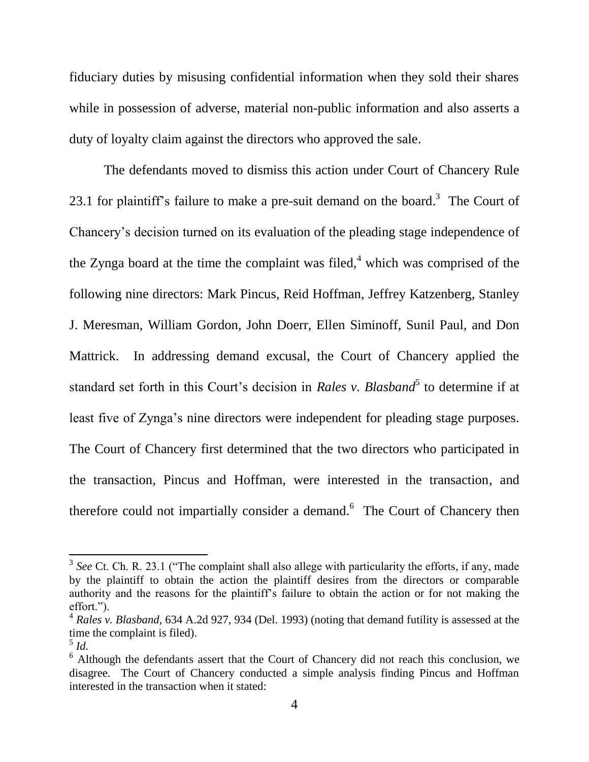fiduciary duties by misusing confidential information when they sold their shares while in possession of adverse, material non-public information and also asserts a duty of loyalty claim against the directors who approved the sale.

The defendants moved to dismiss this action under Court of Chancery Rule 23.1 for plaintiff's failure to make a pre-suit demand on the board.[3] The Court of Chancery's decision turned on its evaluation of the pleading stage independence of the Zynga board at the time the complaint was filed,[4] which was comprised of the following nine directors: Mark Pincus, Reid Hoffman, Jeffrey Katzenberg, Stanley J. Meresman, William Gordon, John Doerr, Ellen Siminoff, Sunil Paul, and Don Mattrick. In addressing demand excusal, the Court of Chancery applied the standard set forth in this Court's decision in *Rales v. Blasband*[5] to determine if at least five of Zynga's nine directors were independent for pleading stage purposes. The Court of Chancery first determined that the two directors who participated in the transaction, Pincus and Hoffman, were interested in the transaction, and therefore could not impartially consider a demand.[6] The Court of Chancery then

---

[3] *See* Ct. Ch. R. 23.1 ("The complaint shall also allege with particularity the efforts, if any, made by the plaintiff to obtain the action the plaintiff desires from the directors or comparable authority and the reasons for the plaintiff's failure to obtain the action or for not making the effort.").

[4] *Rales v. Blasband*, 634 A.2d 927, 934 (Del. 1993) (noting that demand futility is assessed at the time the complaint is filed).

[5] *Id.*

[6] Although the defendants assert that the Court of Chancery did not reach this conclusion, we disagree. The Court of Chancery conducted a simple analysis finding Pincus and Hoffman interested in the transaction when it stated: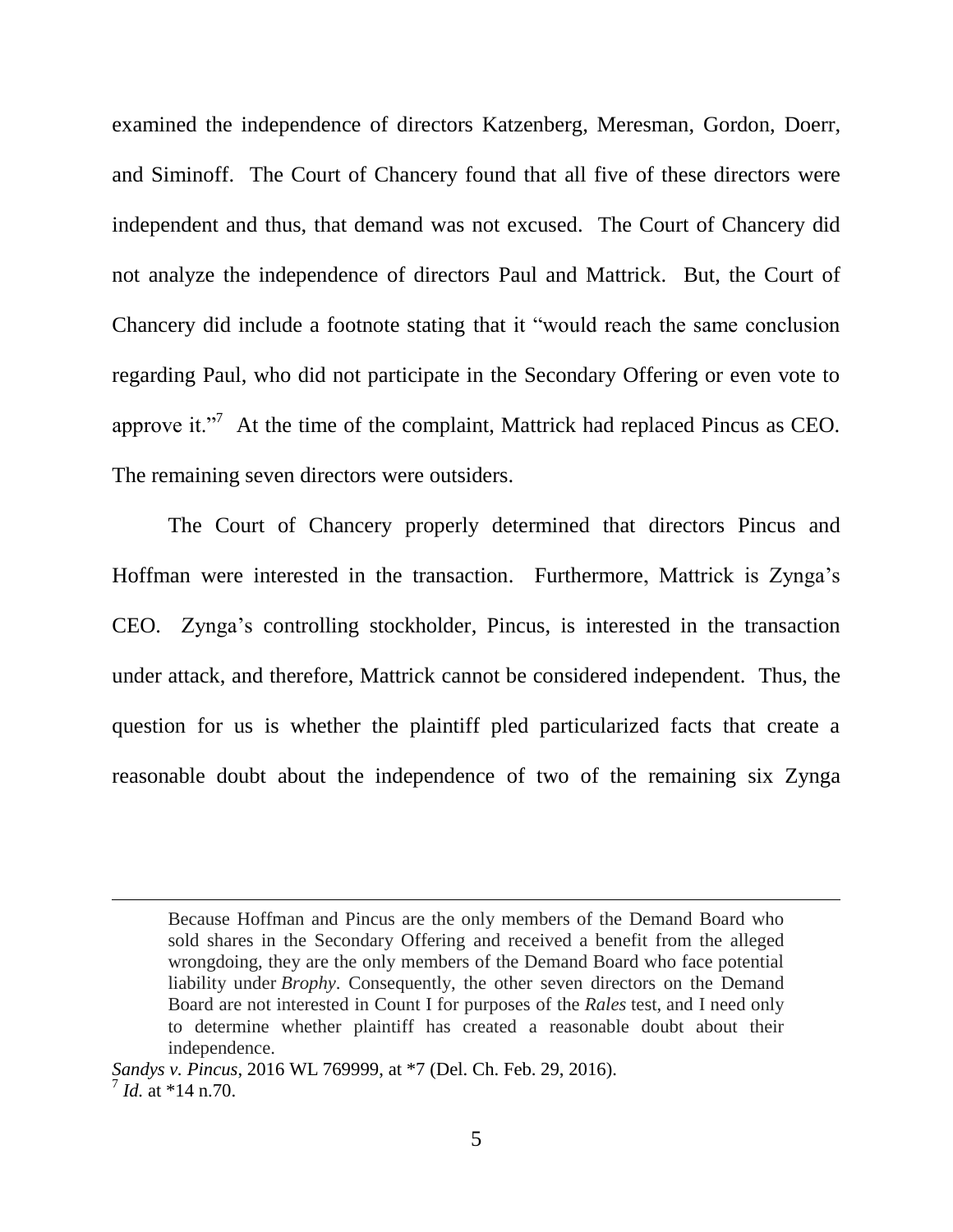examined the independence of directors Katzenberg, Meresman, Gordon, Doerr, and Siminoff. The Court of Chancery found that all five of these directors were independent and thus, that demand was not excused. The Court of Chancery did not analyze the independence of directors Paul and Mattrick. But, the Court of Chancery did include a footnote stating that it "would reach the same conclusion regarding Paul, who did not participate in the Secondary Offering or even vote to approve it."[7] At the time of the complaint, Mattrick had replaced Pincus as CEO. The remaining seven directors were outsiders.

The Court of Chancery properly determined that directors Pincus and Hoffman were interested in the transaction. Furthermore, Mattrick is Zynga's CEO. Zynga's controlling stockholder, Pincus, is interested in the transaction under attack, and therefore, Mattrick cannot be considered independent. Thus, the question for us is whether the plaintiff pled particularized facts that create a reasonable doubt about the independence of two of the remaining six Zynga

---

> Because Hoffman and Pincus are the only members of the Demand Board who sold shares in the Secondary Offering and received a benefit from the alleged wrongdoing, they are the only members of the Demand Board who face potential liability under *Brophy*. Consequently, the other seven directors on the Demand Board are not interested in Count I for purposes of the *Rales* test, and I need only to determine whether plaintiff has created a reasonable doubt about their independence.

*Sandys v. Pincus*, 2016 WL 769999, at *7 (Del. Ch. Feb. 29, 2016).

[7] *Id.* at *14 n.70.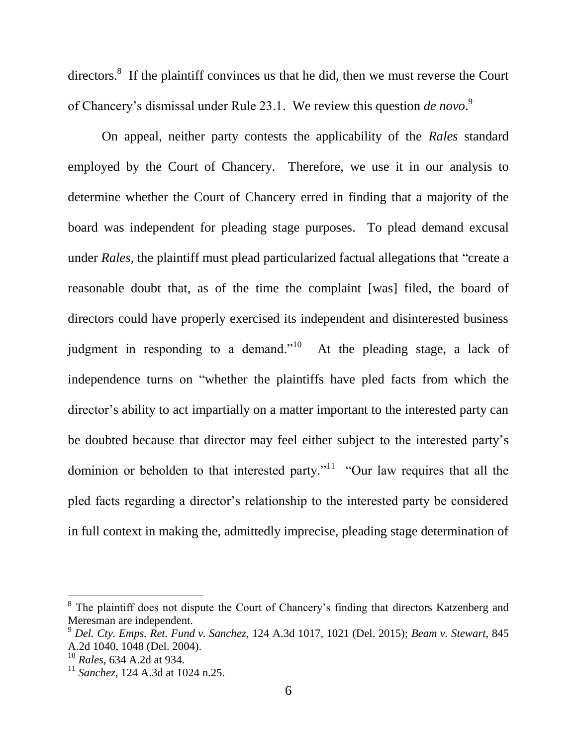directors.[8] If the plaintiff convinces us that he did, then we must reverse the Court of Chancery's dismissal under Rule 23.1. We review this question *de novo*.[9]

On appeal, neither party contests the applicability of the *Rales* standard employed by the Court of Chancery. Therefore, we use it in our analysis to determine whether the Court of Chancery erred in finding that a majority of the board was independent for pleading stage purposes. To plead demand excusal under *Rales*, the plaintiff must plead particularized factual allegations that "create a reasonable doubt that, as of the time the complaint [was] filed, the board of directors could have properly exercised its independent and disinterested business judgment in responding to a demand."[10] At the pleading stage, a lack of independence turns on "whether the plaintiffs have pled facts from which the director's ability to act impartially on a matter important to the interested party can be doubted because that director may feel either subject to the interested party's dominion or beholden to that interested party."[11] "Our law requires that all the pled facts regarding a director's relationship to the interested party be considered in full context in making the, admittedly imprecise, pleading stage determination of

---

[8] The plaintiff does not dispute the Court of Chancery's finding that directors Katzenberg and Meresman are independent.

[9] *Del. Cty. Emps. Ret. Fund v. Sanchez*, 124 A.3d 1017, 1021 (Del. 2015); *Beam v. Stewart*, 845 A.2d 1040, 1048 (Del. 2004).

[10] *Rales*, 634 A.2d at 934.

[11] *Sanchez*, 124 A.3d at 1024 n.25.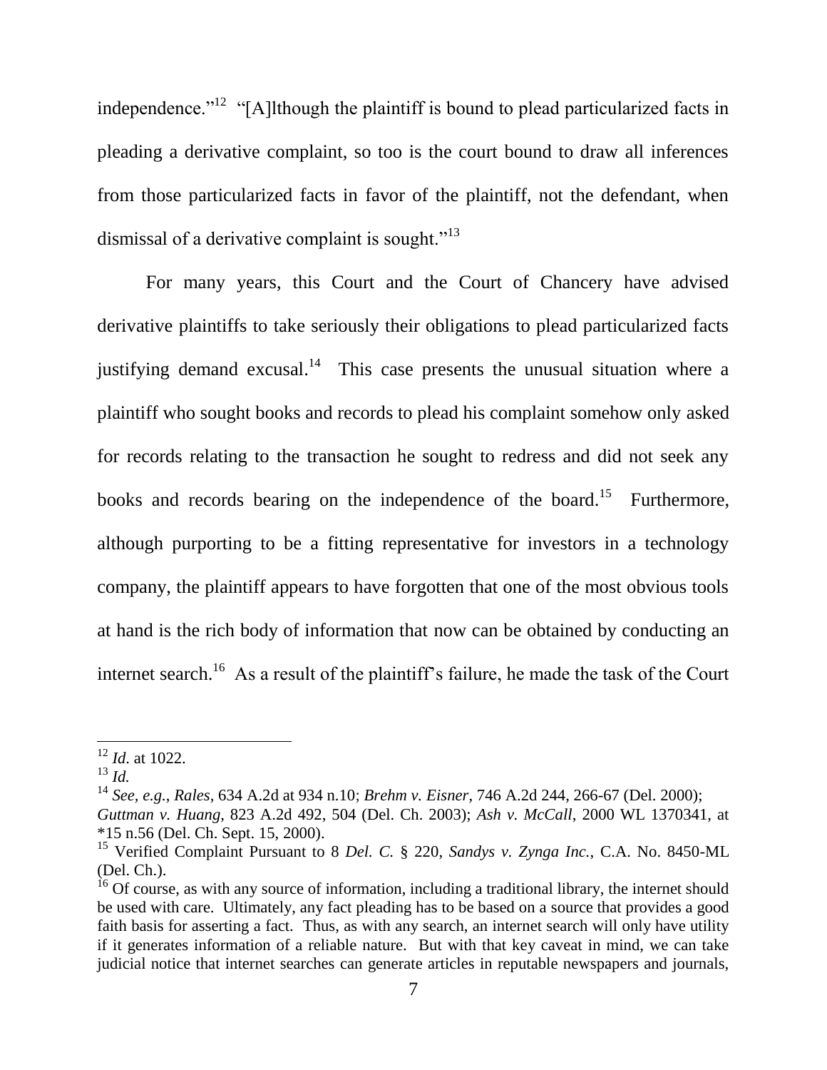independence."[12] "[A]lthough the plaintiff is bound to plead particularized facts in pleading a derivative complaint, so too is the court bound to draw all inferences from those particularized facts in favor of the plaintiff, not the defendant, when dismissal of a derivative complaint is sought."[13]

For many years, this Court and the Court of Chancery have advised derivative plaintiffs to take seriously their obligations to plead particularized facts justifying demand excusal.[14] This case presents the unusual situation where a plaintiff who sought books and records to plead his complaint somehow only asked for records relating to the transaction he sought to redress and did not seek any books and records bearing on the independence of the board.[15] Furthermore, although purporting to be a fitting representative for investors in a technology company, the plaintiff appears to have forgotten that one of the most obvious tools at hand is the rich body of information that now can be obtained by conducting an internet search.[16] As a result of the plaintiff's failure, he made the task of the Court

---

[12] *Id.* at 1022.

[13] *Id.*

[14] *See, e.g.*, *Rales*, 634 A.2d at 934 n.10; *Brehm v. Eisner*, 746 A.2d 244, 266-67 (Del. 2000); *Guttman v. Huang*, 823 A.2d 492, 504 (Del. Ch. 2003); *Ash v. McCall*, 2000 WL 1370341, at *15 n.56 (Del. Ch. Sept. 15, 2000).

[15] Verified Complaint Pursuant to 8 *Del. C.* § 220, *Sandys v. Zynga Inc.*, C.A. No. 8450-ML (Del. Ch.).

[16] Of course, as with any source of information, including a traditional library, the internet should be used with care. Ultimately, any fact pleading has to be based on a source that provides a good faith basis for asserting a fact. Thus, as with any search, an internet search will only have utility if it generates information of a reliable nature. But with that key caveat in mind, we can take judicial notice that internet searches can generate articles in reputable newspapers and journals,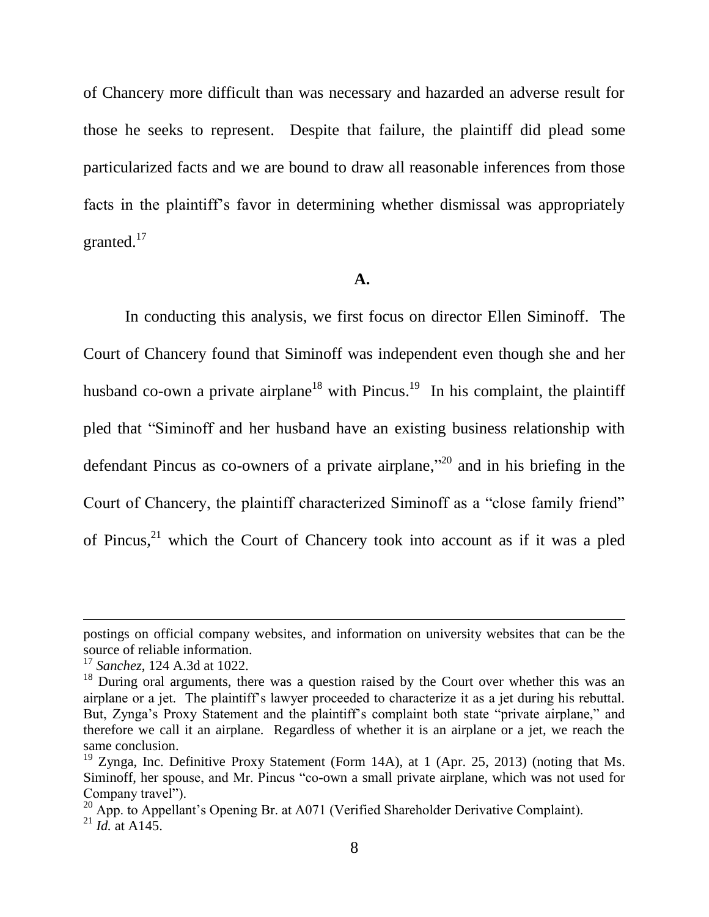of Chancery more difficult than was necessary and hazarded an adverse result for those he seeks to represent. Despite that failure, the plaintiff did plead some particularized facts and we are bound to draw all reasonable inferences from those facts in the plaintiff's favor in determining whether dismissal was appropriately granted.[17]

## A.

In conducting this analysis, we first focus on director Ellen Siminoff. The Court of Chancery found that Siminoff was independent even though she and her husband co-own a private airplane[18] with Pincus.[19] In his complaint, the plaintiff pled that "Siminoff and her husband have an existing business relationship with defendant Pincus as co-owners of a private airplane,"[20] and in his briefing in the Court of Chancery, the plaintiff characterized Siminoff as a "close family friend" of Pincus,[21] which the Court of Chancery took into account as if it was a pled

---

postings on official company websites, and information on university websites that can be the source of reliable information.

[17] *Sanchez*, 124 A.3d at 1022.

[18] During oral arguments, there was a question raised by the Court over whether this was an airplane or a jet. The plaintiff's lawyer proceeded to characterize it as a jet during his rebuttal. But, Zynga's Proxy Statement and the plaintiff's complaint both state "private airplane," and therefore we call it an airplane. Regardless of whether it is an airplane or a jet, we reach the same conclusion.

[19] Zynga, Inc. Definitive Proxy Statement (Form 14A), at 1 (Apr. 25, 2013) (noting that Ms. Siminoff, her spouse, and Mr. Pincus "co-own a small private airplane, which was not used for Company travel").

[20] App. to Appellant's Opening Br. at A071 (Verified Shareholder Derivative Complaint).

[21] *Id.* at A145.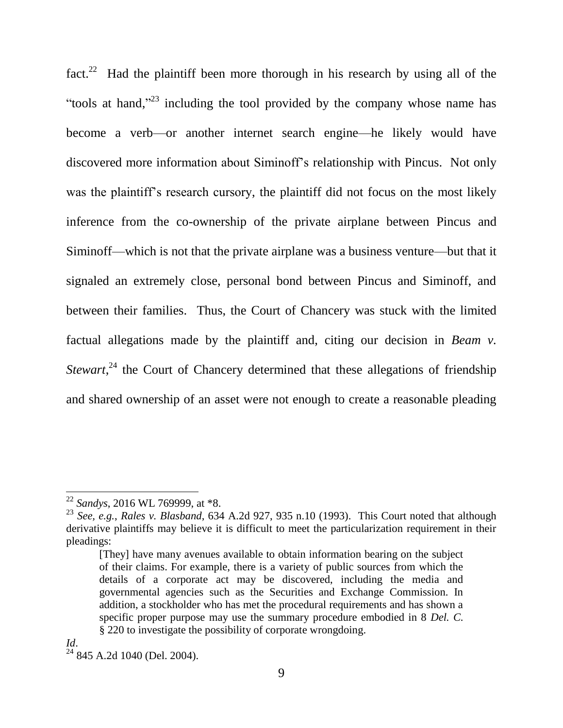fact.[22] Had the plaintiff been more thorough in his research by using all of the "tools at hand,"[23] including the tool provided by the company whose name has become a verb—or another internet search engine—he likely would have discovered more information about Siminoff's relationship with Pincus. Not only was the plaintiff's research cursory, the plaintiff did not focus on the most likely inference from the co-ownership of the private airplane between Pincus and Siminoff—which is not that the private airplane was a business venture—but that it signaled an extremely close, personal bond between Pincus and Siminoff, and between their families. Thus, the Court of Chancery was stuck with the limited factual allegations made by the plaintiff and, citing our decision in *Beam v. Stewart*,[24] the Court of Chancery determined that these allegations of friendship and shared ownership of an asset were not enough to create a reasonable pleading

---

[22] *Sandys*, 2016 WL 769999, at *8.

[23] *See, e.g.*, *Rales v. Blasband*, 634 A.2d 927, 935 n.10 (1993). This Court noted that although derivative plaintiffs may believe it is difficult to meet the particularization requirement in their pleadings:

> [They] have many avenues available to obtain information bearing on the subject of their claims. For example, there is a variety of public sources from which the details of a corporate act may be discovered, including the media and governmental agencies such as the Securities and Exchange Commission. In addition, a stockholder who has met the procedural requirements and has shown a specific proper purpose may use the summary procedure embodied in 8 *Del. C.* § 220 to investigate the possibility of corporate wrongdoing.

*Id*.

[24] 845 A.2d 1040 (Del. 2004).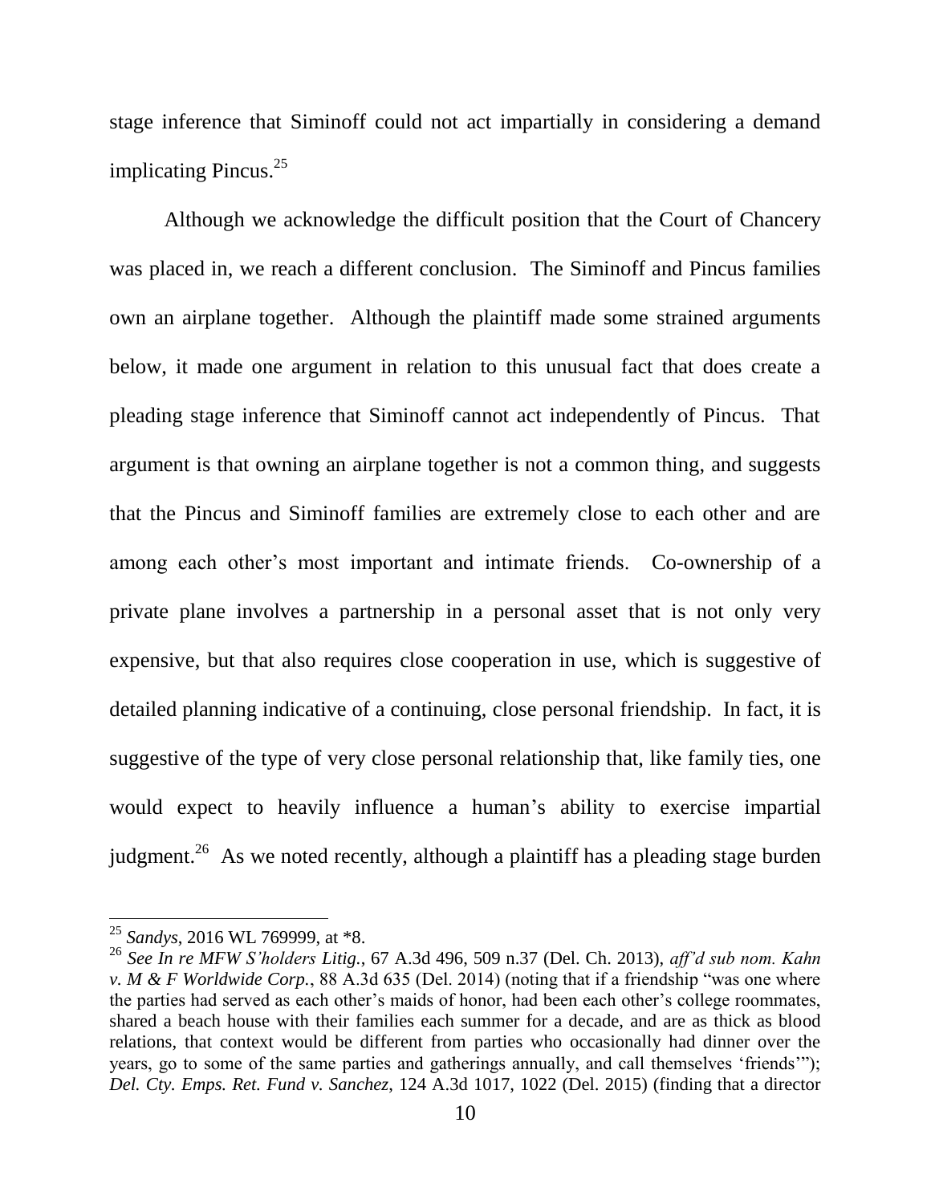stage inference that Siminoff could not act impartially in considering a demand implicating Pincus.[25]

Although we acknowledge the difficult position that the Court of Chancery was placed in, we reach a different conclusion. The Siminoff and Pincus families own an airplane together. Although the plaintiff made some strained arguments below, it made one argument in relation to this unusual fact that does create a pleading stage inference that Siminoff cannot act independently of Pincus. That argument is that owning an airplane together is not a common thing, and suggests that the Pincus and Siminoff families are extremely close to each other and are among each other's most important and intimate friends. Co-ownership of a private plane involves a partnership in a personal asset that is not only very expensive, but that also requires close cooperation in use, which is suggestive of detailed planning indicative of a continuing, close personal friendship. In fact, it is suggestive of the type of very close personal relationship that, like family ties, one would expect to heavily influence a human's ability to exercise impartial judgment.[26] As we noted recently, although a plaintiff has a pleading stage burden

---

[25] *Sandys*, 2016 WL 769999, at *8.

[26] *See In re MFW S'holders Litig.*, 67 A.3d 496, 509 n.37 (Del. Ch. 2013), *aff'd sub nom. Kahn v. M & F Worldwide Corp.*, 88 A.3d 635 (Del. 2014) (noting that if a friendship "was one where the parties had served as each other's maids of honor, had been each other's college roommates, shared a beach house with their families each summer for a decade, and are as thick as blood relations, that context would be different from parties who occasionally had dinner over the years, go to some of the same parties and gatherings annually, and call themselves 'friends'"); *Del. Cty. Emps. Ret. Fund v. Sanchez*, 124 A.3d 1017, 1022 (Del. 2015) (finding that a director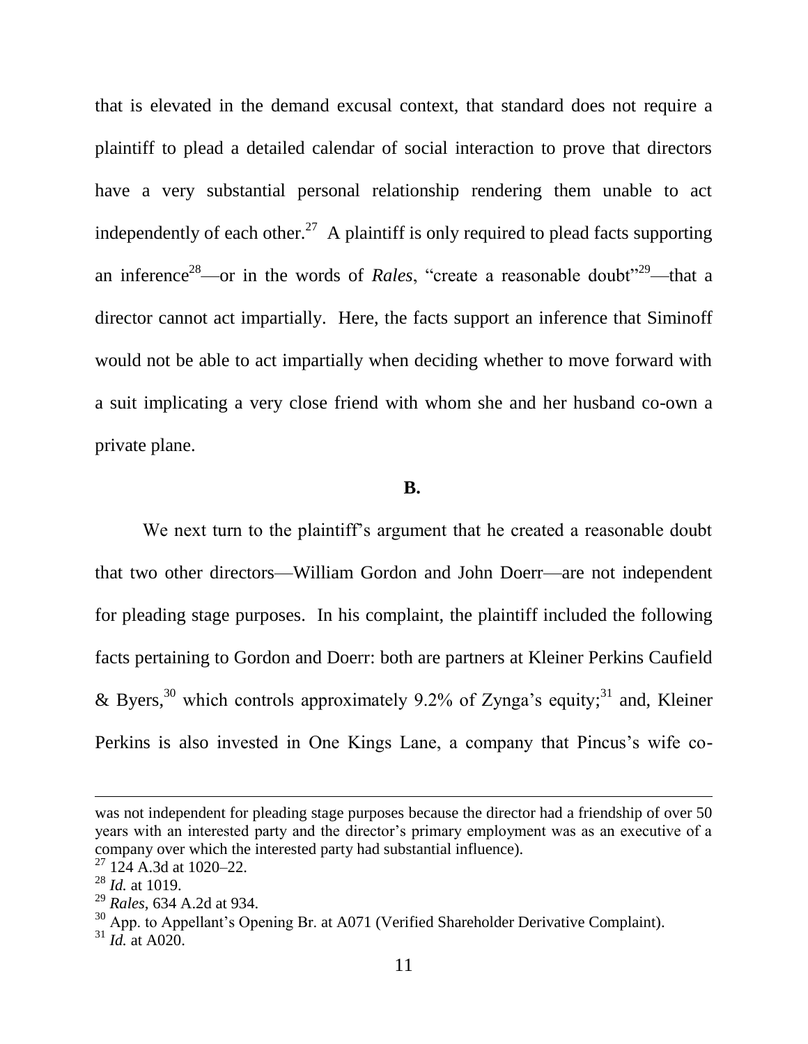that is elevated in the demand excusal context, that standard does not require a plaintiff to plead a detailed calendar of social interaction to prove that directors have a very substantial personal relationship rendering them unable to act independently of each other.[27] A plaintiff is only required to plead facts supporting an inference[28]—or in the words of *Rales*, "create a reasonable doubt"[29]—that a director cannot act impartially. Here, the facts support an inference that Siminoff would not be able to act impartially when deciding whether to move forward with a suit implicating a very close friend with whom she and her husband co-own a private plane.

**B.**

We next turn to the plaintiff's argument that he created a reasonable doubt that two other directors—William Gordon and John Doerr—are not independent for pleading stage purposes. In his complaint, the plaintiff included the following facts pertaining to Gordon and Doerr: both are partners at Kleiner Perkins Caufield & Byers,[30] which controls approximately 9.2% of Zynga's equity;[31] and, Kleiner Perkins is also invested in One Kings Lane, a company that Pincus's wife co-

---

was not independent for pleading stage purposes because the director had a friendship of over 50 years with an interested party and the director's primary employment was as an executive of a company over which the interested party had substantial influence).

[27] 124 A.3d at 1020–22.

[28] *Id.* at 1019.

[29] *Rales*, 634 A.2d at 934.

[30] App. to Appellant's Opening Br. at A071 (Verified Shareholder Derivative Complaint).

[31] *Id.* at A020.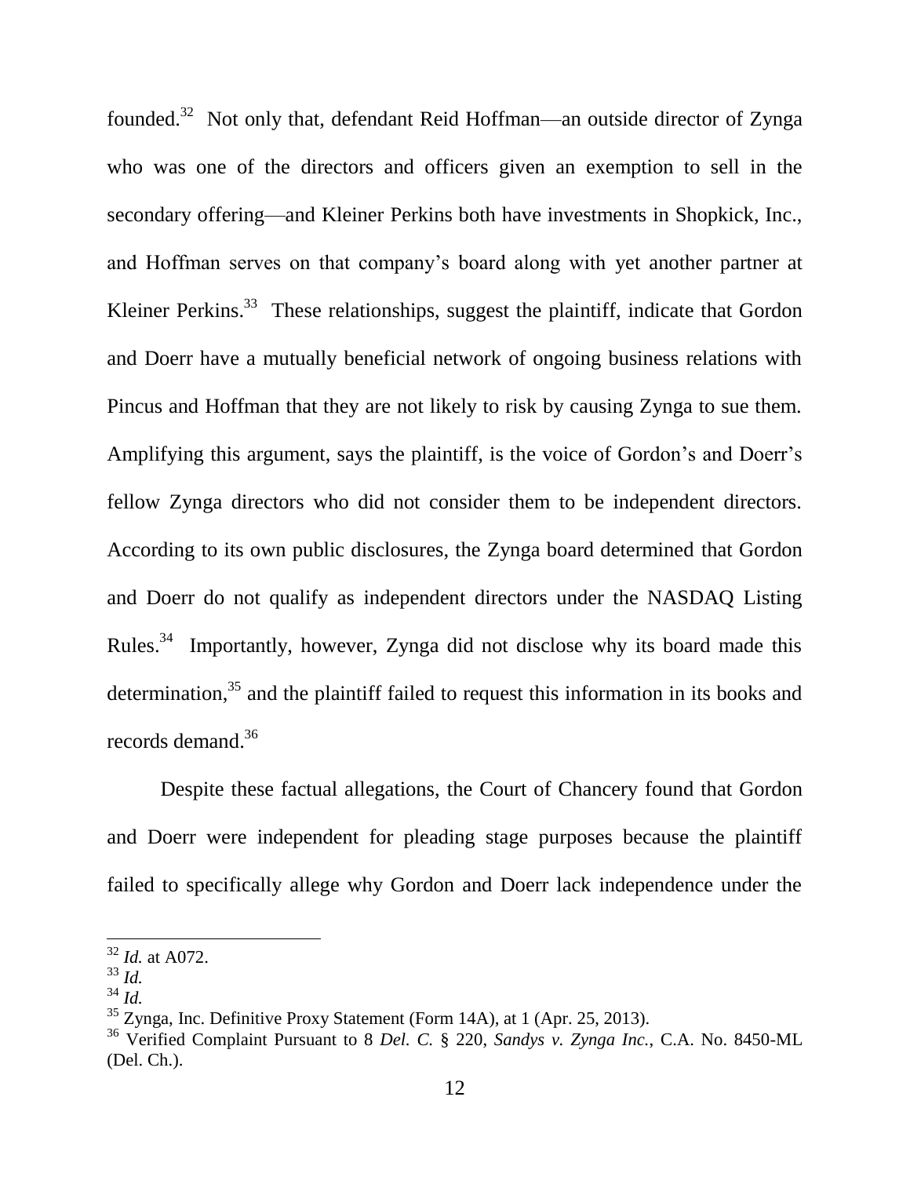founded.[32] Not only that, defendant Reid Hoffman—an outside director of Zynga who was one of the directors and officers given an exemption to sell in the secondary offering—and Kleiner Perkins both have investments in Shopkick, Inc., and Hoffman serves on that company's board along with yet another partner at Kleiner Perkins.[33] These relationships, suggest the plaintiff, indicate that Gordon and Doerr have a mutually beneficial network of ongoing business relations with Pincus and Hoffman that they are not likely to risk by causing Zynga to sue them. Amplifying this argument, says the plaintiff, is the voice of Gordon's and Doerr's fellow Zynga directors who did not consider them to be independent directors. According to its own public disclosures, the Zynga board determined that Gordon and Doerr do not qualify as independent directors under the NASDAQ Listing Rules.[34] Importantly, however, Zynga did not disclose why its board made this determination,[35] and the plaintiff failed to request this information in its books and records demand.[36]

Despite these factual allegations, the Court of Chancery found that Gordon and Doerr were independent for pleading stage purposes because the plaintiff failed to specifically allege why Gordon and Doerr lack independence under the

---

[32] *Id.* at A072.

[33] *Id.*

[34] *Id.*

[35] Zynga, Inc. Definitive Proxy Statement (Form 14A), at 1 (Apr. 25, 2013).

[36] Verified Complaint Pursuant to 8 *Del. C.* § 220, *Sandys v. Zynga Inc.*, C.A. No. 8450-ML (Del. Ch.).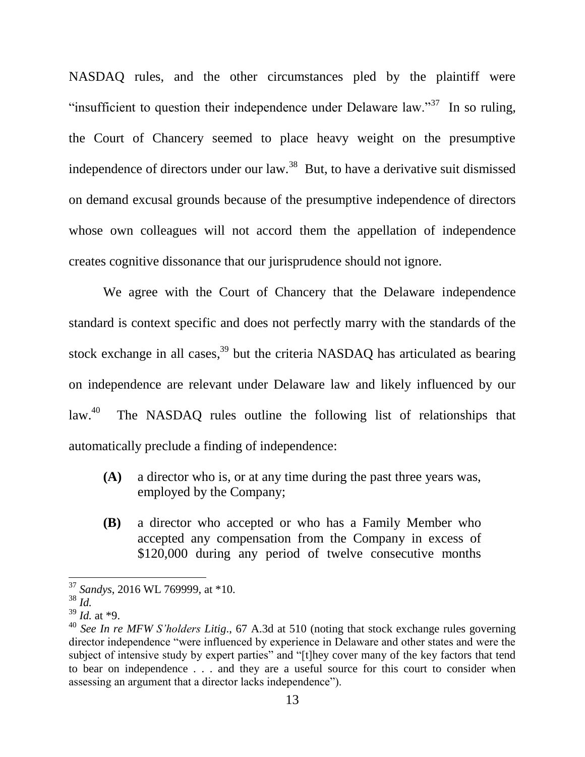NASDAQ rules, and the other circumstances pled by the plaintiff were "insufficient to question their independence under Delaware law."[37] In so ruling, the Court of Chancery seemed to place heavy weight on the presumptive independence of directors under our law.[38] But, to have a derivative suit dismissed on demand excusal grounds because of the presumptive independence of directors whose own colleagues will not accord them the appellation of independence creates cognitive dissonance that our jurisprudence should not ignore.

We agree with the Court of Chancery that the Delaware independence standard is context specific and does not perfectly marry with the standards of the stock exchange in all cases,[39] but the criteria NASDAQ has articulated as bearing on independence are relevant under Delaware law and likely influenced by our law.[40] The NASDAQ rules outline the following list of relationships that automatically preclude a finding of independence:

> **(A)** a director who is, or at any time during the past three years was, employed by the Company;
>
> **(B)** a director who accepted or who has a Family Member who accepted any compensation from the Company in excess of $120,000 during any period of twelve consecutive months

---

[37] *Sandys*, 2016 WL 769999, at *10.

[38] *Id.*

[39] *Id.* at *9.

[40] *See In re MFW S'holders Litig.*, 67 A.3d at 510 (noting that stock exchange rules governing director independence "were influenced by experience in Delaware and other states and were the subject of intensive study by expert parties" and "[t]hey cover many of the key factors that tend to bear on independence . . . and they are a useful source for this court to consider when assessing an argument that a director lacks independence").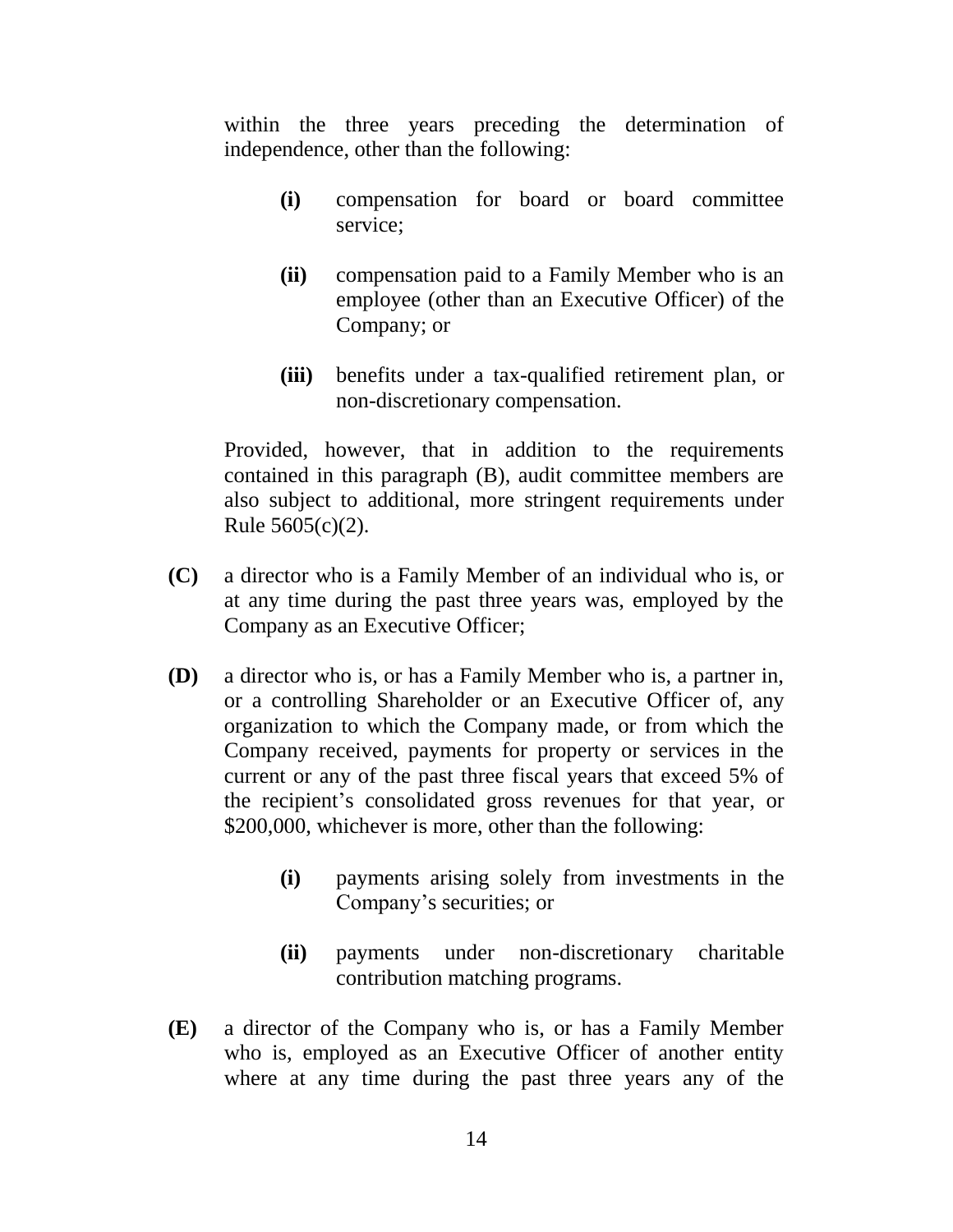within the three years preceding the determination of independence, other than the following:

> **(i)** compensation for board or board committee service;
>
> **(ii)** compensation paid to a Family Member who is an employee (other than an Executive Officer) of the Company; or
>
> **(iii)** benefits under a tax-qualified retirement plan, or non-discretionary compensation.

Provided, however, that in addition to the requirements contained in this paragraph (B), audit committee members are also subject to additional, more stringent requirements under Rule 5605(c)(2).

**(C)** a director who is a Family Member of an individual who is, or at any time during the past three years was, employed by the Company as an Executive Officer;

**(D)** a director who is, or has a Family Member who is, a partner in, or a controlling Shareholder or an Executive Officer of, any organization to which the Company made, or from which the Company received, payments for property or services in the current or any of the past three fiscal years that exceed 5% of the recipient's consolidated gross revenues for that year, or $200,000, whichever is more, other than the following:

> **(i)** payments arising solely from investments in the Company's securities; or
>
> **(ii)** payments under non-discretionary charitable contribution matching programs.

**(E)** a director of the Company who is, or has a Family Member who is, employed as an Executive Officer of another entity where at any time during the past three years any of the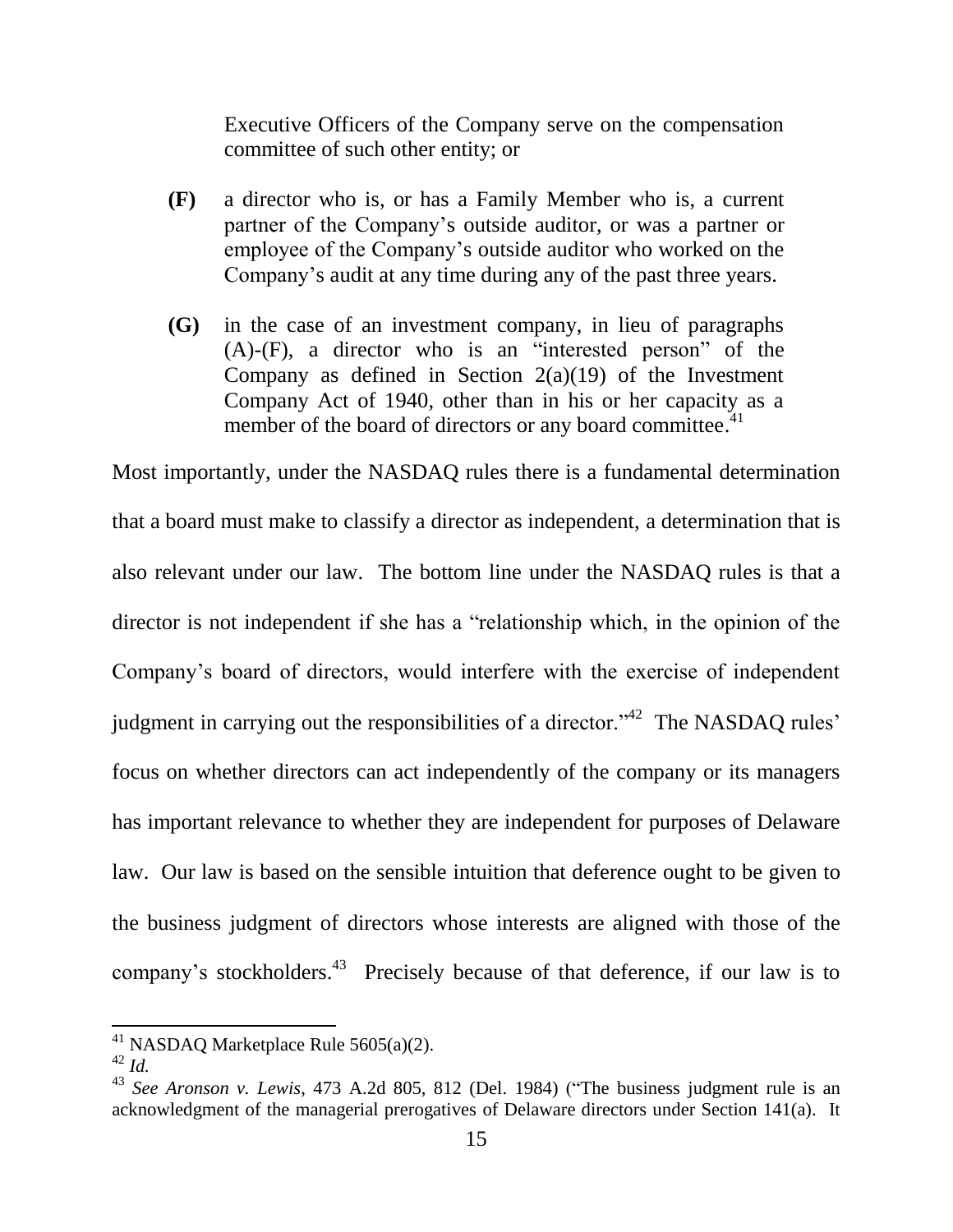Executive Officers of the Company serve on the compensation committee of such other entity; or

**(F)** a director who is, or has a Family Member who is, a current partner of the Company's outside auditor, or was a partner or employee of the Company's outside auditor who worked on the Company's audit at any time during any of the past three years.

**(G)** in the case of an investment company, in lieu of paragraphs (A)-(F), a director who is an "interested person" of the Company as defined in Section 2(a)(19) of the Investment Company Act of 1940, other than in his or her capacity as a member of the board of directors or any board committee.[41]

Most importantly, under the NASDAQ rules there is a fundamental determination that a board must make to classify a director as independent, a determination that is also relevant under our law. The bottom line under the NASDAQ rules is that a director is not independent if she has a "relationship which, in the opinion of the Company's board of directors, would interfere with the exercise of independent judgment in carrying out the responsibilities of a director."[42] The NASDAQ rules' focus on whether directors can act independently of the company or its managers has important relevance to whether they are independent for purposes of Delaware law. Our law is based on the sensible intuition that deference ought to be given to the business judgment of directors whose interests are aligned with those of the company's stockholders.[43] Precisely because of that deference, if our law is to

---

[41] NASDAQ Marketplace Rule 5605(a)(2).

[42] *Id.*

[43] *See Aronson v. Lewis*, 473 A.2d 805, 812 (Del. 1984) ("The business judgment rule is an acknowledgment of the managerial prerogatives of Delaware directors under Section 141(a). It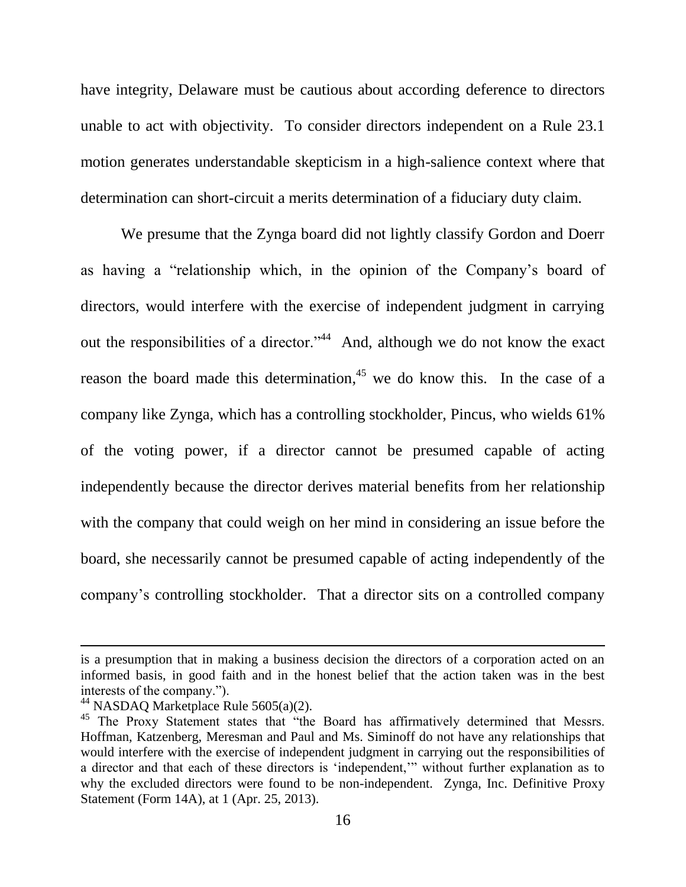have integrity, Delaware must be cautious about according deference to directors unable to act with objectivity. To consider directors independent on a Rule 23.1 motion generates understandable skepticism in a high-salience context where that determination can short-circuit a merits determination of a fiduciary duty claim.

We presume that the Zynga board did not lightly classify Gordon and Doerr as having a "relationship which, in the opinion of the Company's board of directors, would interfere with the exercise of independent judgment in carrying out the responsibilities of a director."[44] And, although we do not know the exact reason the board made this determination,[45] we do know this. In the case of a company like Zynga, which has a controlling stockholder, Pincus, who wields 61% of the voting power, if a director cannot be presumed capable of acting independently because the director derives material benefits from her relationship with the company that could weigh on her mind in considering an issue before the board, she necessarily cannot be presumed capable of acting independently of the company's controlling stockholder. That a director sits on a controlled company

---

is a presumption that in making a business decision the directors of a corporation acted on an informed basis, in good faith and in the honest belief that the action taken was in the best interests of the company.").

[44] NASDAQ Marketplace Rule 5605(a)(2).

[45] The Proxy Statement states that "the Board has affirmatively determined that Messrs. Hoffman, Katzenberg, Meresman and Paul and Ms. Siminoff do not have any relationships that would interfere with the exercise of independent judgment in carrying out the responsibilities of a director and that each of these directors is 'independent,'" without further explanation as to why the excluded directors were found to be non-independent. Zynga, Inc. Definitive Proxy Statement (Form 14A), at 1 (Apr. 25, 2013).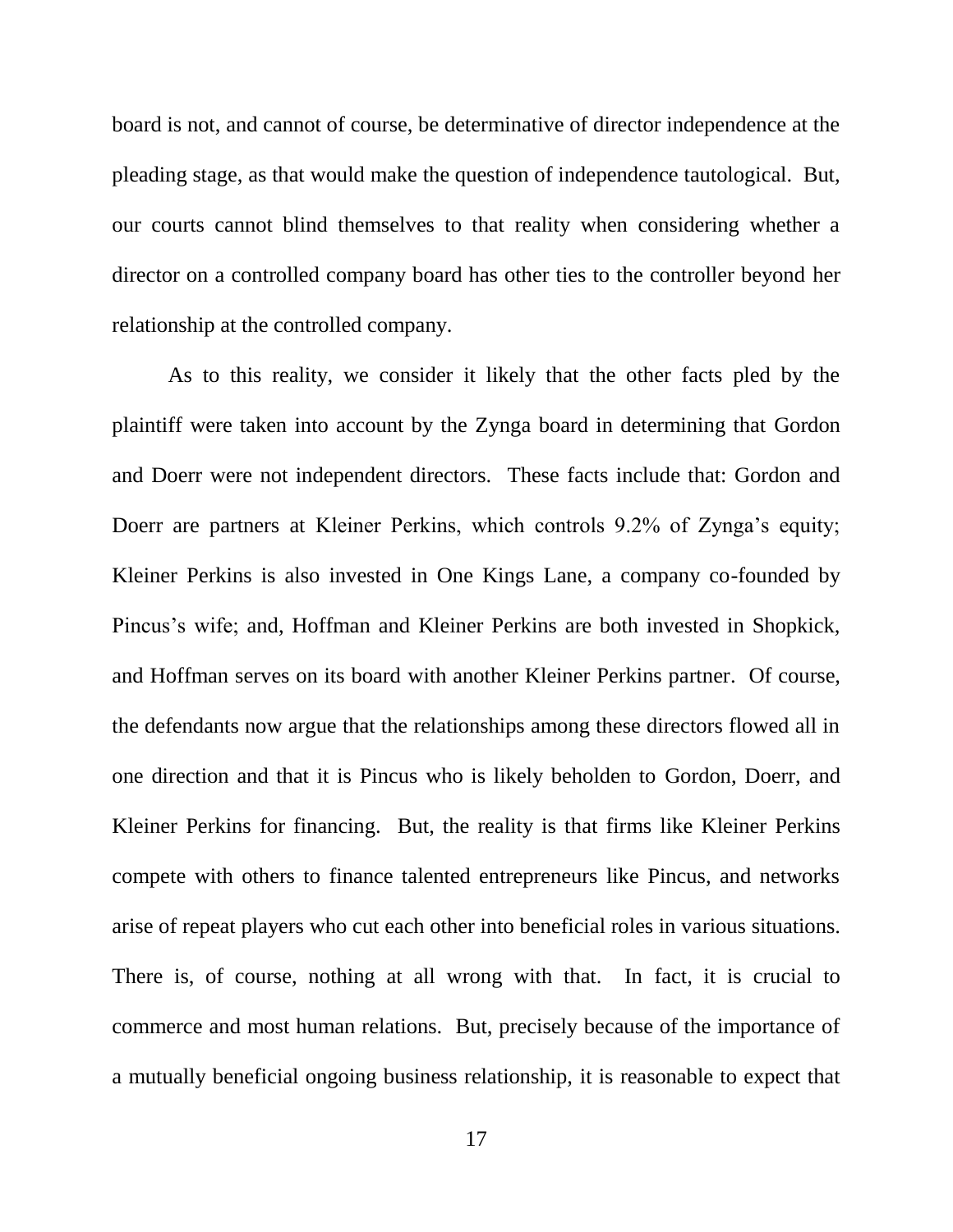board is not, and cannot of course, be determinative of director independence at the pleading stage, as that would make the question of independence tautological. But, our courts cannot blind themselves to that reality when considering whether a director on a controlled company board has other ties to the controller beyond her relationship at the controlled company.

As to this reality, we consider it likely that the other facts pled by the plaintiff were taken into account by the Zynga board in determining that Gordon and Doerr were not independent directors. These facts include that: Gordon and Doerr are partners at Kleiner Perkins, which controls 9.2% of Zynga's equity; Kleiner Perkins is also invested in One Kings Lane, a company co-founded by Pincus's wife; and, Hoffman and Kleiner Perkins are both invested in Shopkick, and Hoffman serves on its board with another Kleiner Perkins partner. Of course, the defendants now argue that the relationships among these directors flowed all in one direction and that it is Pincus who is likely beholden to Gordon, Doerr, and Kleiner Perkins for financing. But, the reality is that firms like Kleiner Perkins compete with others to finance talented entrepreneurs like Pincus, and networks arise of repeat players who cut each other into beneficial roles in various situations. There is, of course, nothing at all wrong with that. In fact, it is crucial to commerce and most human relations. But, precisely because of the importance of a mutually beneficial ongoing business relationship, it is reasonable to expect that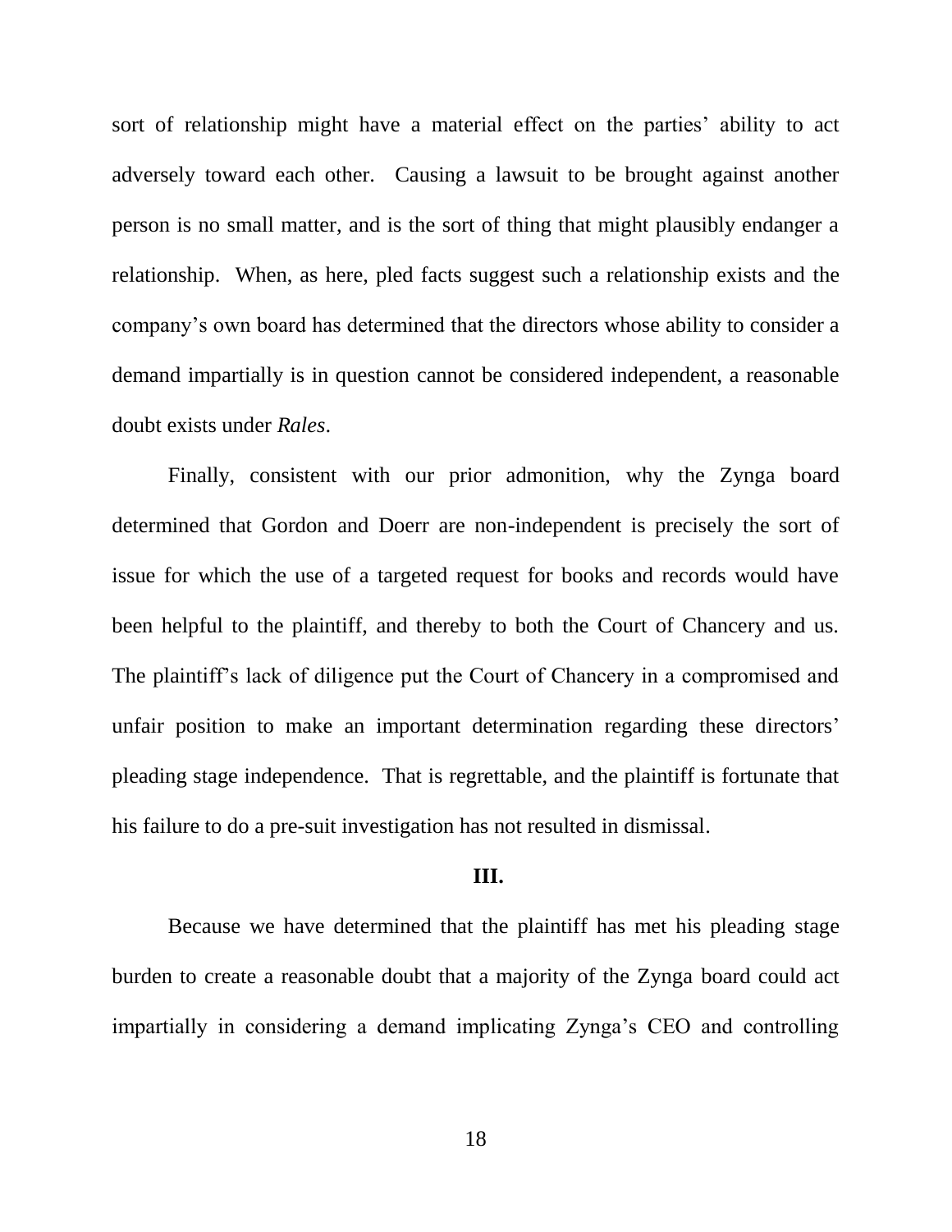sort of relationship might have a material effect on the parties' ability to act adversely toward each other. Causing a lawsuit to be brought against another person is no small matter, and is the sort of thing that might plausibly endanger a relationship. When, as here, pled facts suggest such a relationship exists and the company's own board has determined that the directors whose ability to consider a demand impartially is in question cannot be considered independent, a reasonable doubt exists under *Rales*.

Finally, consistent with our prior admonition, why the Zynga board determined that Gordon and Doerr are non-independent is precisely the sort of issue for which the use of a targeted request for books and records would have been helpful to the plaintiff, and thereby to both the Court of Chancery and us. The plaintiff's lack of diligence put the Court of Chancery in a compromised and unfair position to make an important determination regarding these directors' pleading stage independence. That is regrettable, and the plaintiff is fortunate that his failure to do a pre-suit investigation has not resulted in dismissal.

## III.

Because we have determined that the plaintiff has met his pleading stage burden to create a reasonable doubt that a majority of the Zynga board could act impartially in considering a demand implicating Zynga's CEO and controlling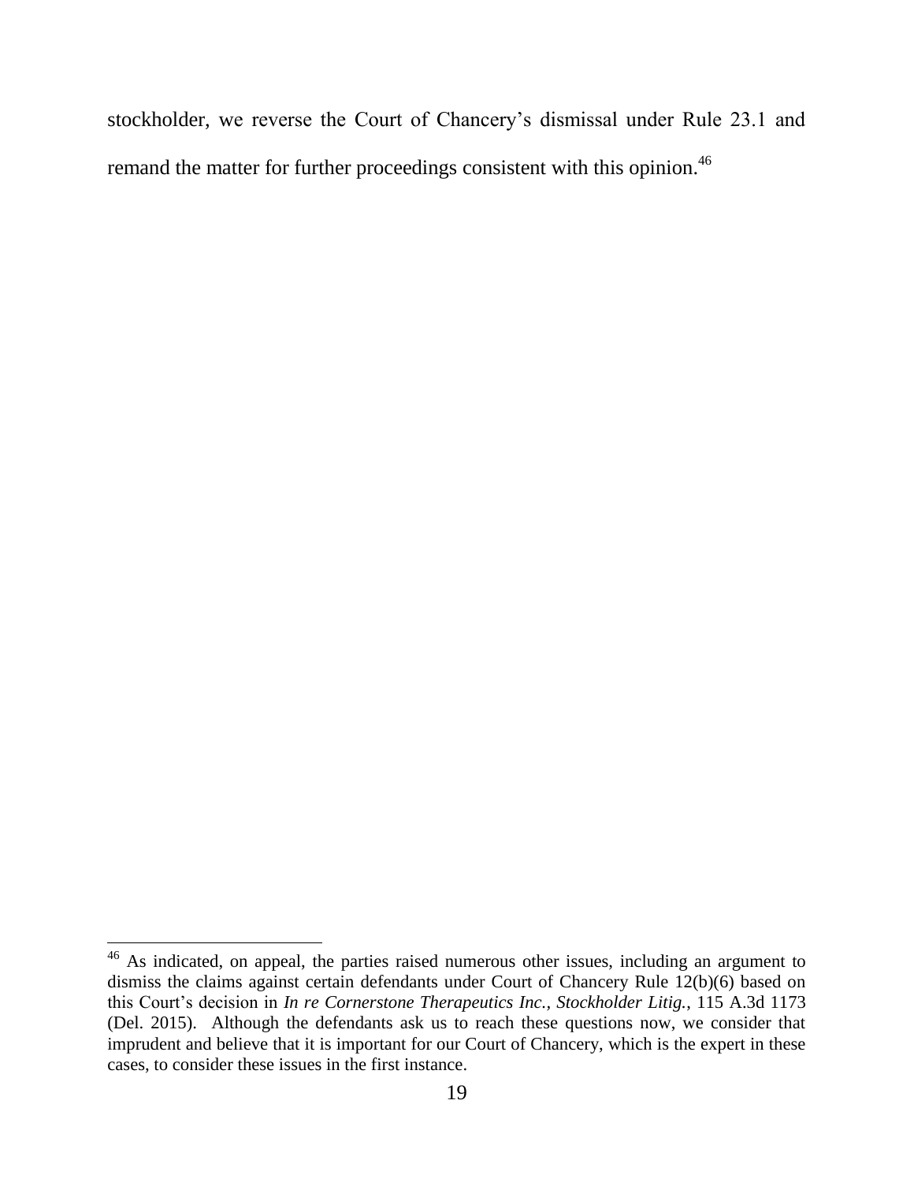stockholder, we reverse the Court of Chancery's dismissal under Rule 23.1 and remand the matter for further proceedings consistent with this opinion.[46]

---

[46] As indicated, on appeal, the parties raised numerous other issues, including an argument to dismiss the claims against certain defendants under Court of Chancery Rule 12(b)(6) based on this Court's decision in *In re Cornerstone Therapeutics Inc., Stockholder Litig.*, 115 A.3d 1173 (Del. 2015). Although the defendants ask us to reach these questions now, we consider that imprudent and believe that it is important for our Court of Chancery, which is the expert in these cases, to consider these issues in the first instance.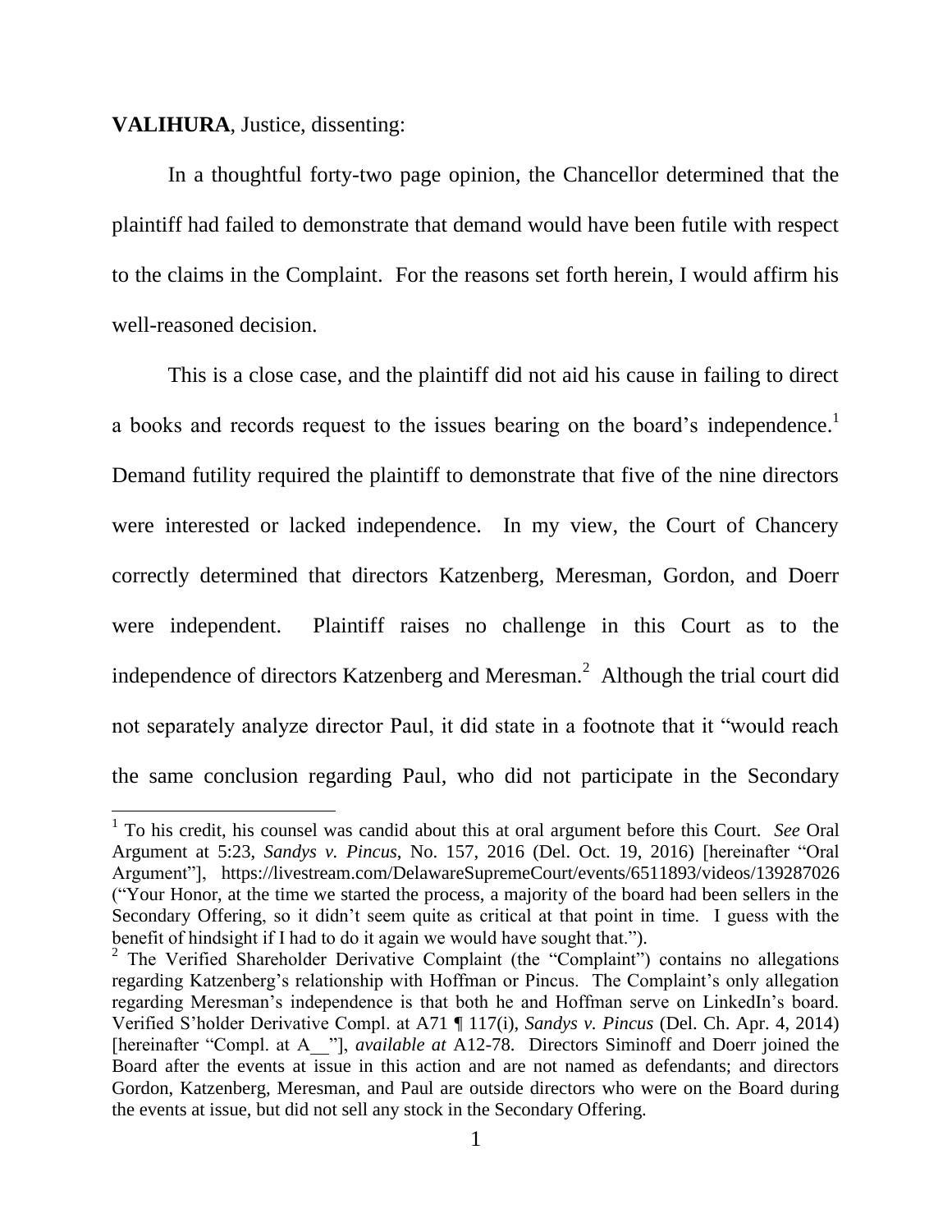**VALIHURA**, Justice, dissenting:

In a thoughtful forty-two page opinion, the Chancellor determined that the plaintiff had failed to demonstrate that demand would have been futile with respect to the claims in the Complaint. For the reasons set forth herein, I would affirm his well-reasoned decision.

This is a close case, and the plaintiff did not aid his cause in failing to direct a books and records request to the issues bearing on the board's independence.[1] Demand futility required the plaintiff to demonstrate that five of the nine directors were interested or lacked independence. In my view, the Court of Chancery correctly determined that directors Katzenberg, Meresman, Gordon, and Doerr were independent. Plaintiff raises no challenge in this Court as to the independence of directors Katzenberg and Meresman.[2] Although the trial court did not separately analyze director Paul, it did state in a footnote that it "would reach the same conclusion regarding Paul, who did not participate in the Secondary

---

[1] To his credit, his counsel was candid about this at oral argument before this Court. *See* Oral Argument at 5:23, *Sandys v. Pincus*, No. 157, 2016 (Del. Oct. 19, 2016) [hereinafter "Oral Argument"], https://livestream.com/DelawareSupremeCourt/events/6511893/videos/139287026 ("Your Honor, at the time we started the process, a majority of the board had been sellers in the Secondary Offering, so it didn't seem quite as critical at that point in time. I guess with the benefit of hindsight if I had to do it again we would have sought that.").

[2] The Verified Shareholder Derivative Complaint (the "Complaint") contains no allegations regarding Katzenberg's relationship with Hoffman or Pincus. The Complaint's only allegation regarding Meresman's independence is that both he and Hoffman serve on LinkedIn's board. Verified S'holder Derivative Compl. at A71 ¶ 117(i), *Sandys v. Pincus* (Del. Ch. Apr. 4, 2014) [hereinafter "Compl. at A__"], *available at* A12-78. Directors Siminoff and Doerr joined the Board after the events at issue in this action and are not named as defendants; and directors Gordon, Katzenberg, Meresman, and Paul are outside directors who were on the Board during the events at issue, but did not sell any stock in the Secondary Offering.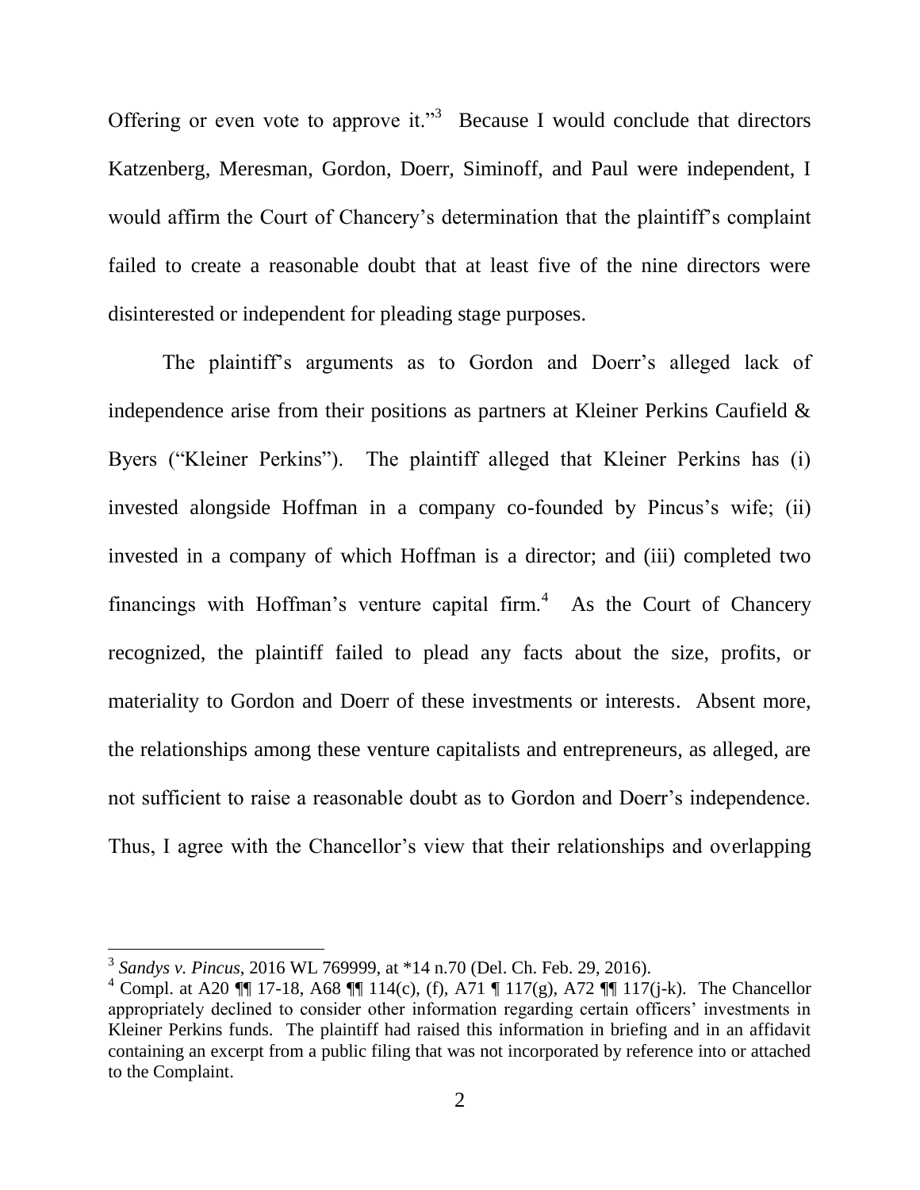Offering or even vote to approve it."[3] Because I would conclude that directors Katzenberg, Meresman, Gordon, Doerr, Siminoff, and Paul were independent, I would affirm the Court of Chancery's determination that the plaintiff's complaint failed to create a reasonable doubt that at least five of the nine directors were disinterested or independent for pleading stage purposes.

The plaintiff's arguments as to Gordon and Doerr's alleged lack of independence arise from their positions as partners at Kleiner Perkins Caufield & Byers ("Kleiner Perkins"). The plaintiff alleged that Kleiner Perkins has (i) invested alongside Hoffman in a company co-founded by Pincus's wife; (ii) invested in a company of which Hoffman is a director; and (iii) completed two financings with Hoffman's venture capital firm.[4] As the Court of Chancery recognized, the plaintiff failed to plead any facts about the size, profits, or materiality to Gordon and Doerr of these investments or interests. Absent more, the relationships among these venture capitalists and entrepreneurs, as alleged, are not sufficient to raise a reasonable doubt as to Gordon and Doerr's independence. Thus, I agree with the Chancellor's view that their relationships and overlapping

---

[3] *Sandys v. Pincus*, 2016 WL 769999, at *14 n.70 (Del. Ch. Feb. 29, 2016).

[4] Compl. at A20 ¶¶ 17-18, A68 ¶¶ 114(c), (f), A71 ¶ 117(g), A72 ¶¶ 117(j-k). The Chancellor appropriately declined to consider other information regarding certain officers' investments in Kleiner Perkins funds. The plaintiff had raised this information in briefing and in an affidavit containing an excerpt from a public filing that was not incorporated by reference into or attached to the Complaint.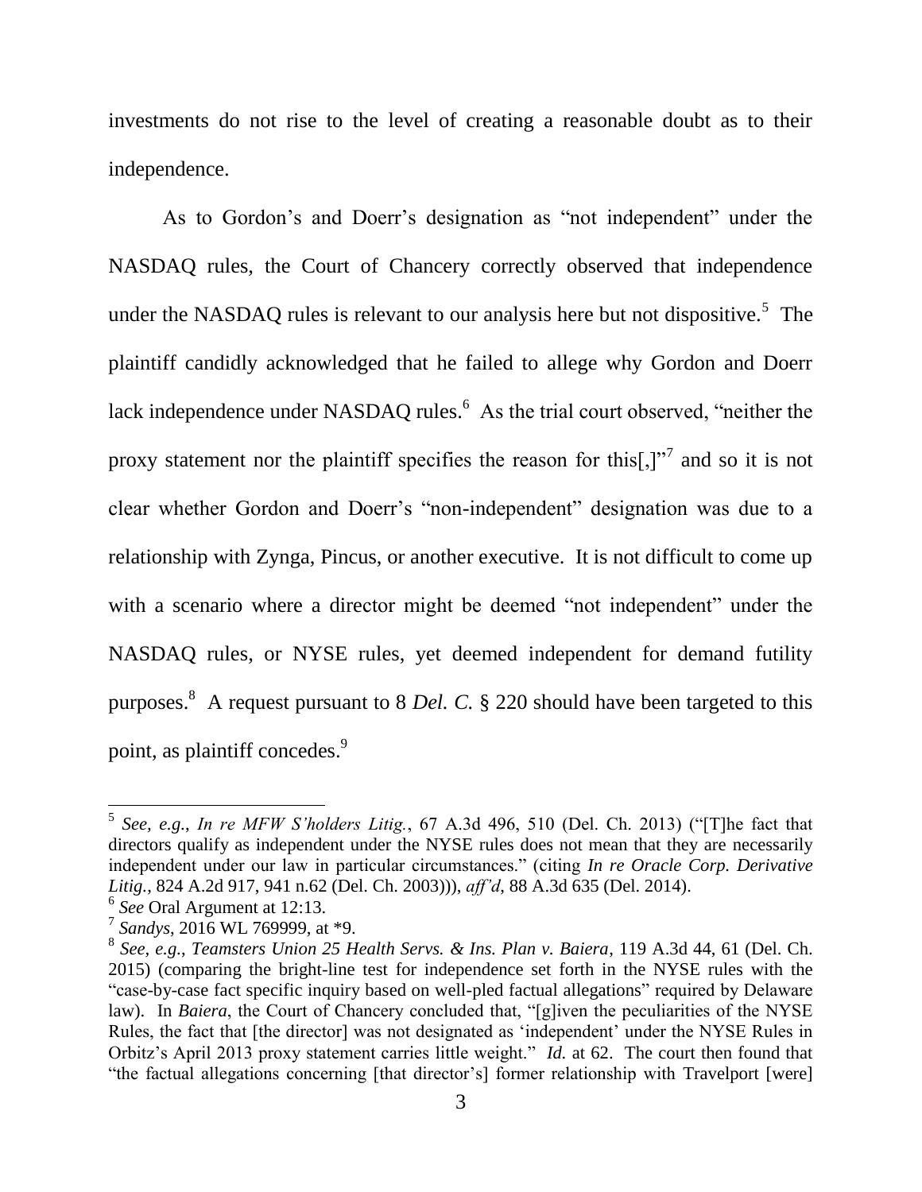investments do not rise to the level of creating a reasonable doubt as to their independence.

As to Gordon's and Doerr's designation as "not independent" under the NASDAQ rules, the Court of Chancery correctly observed that independence under the NASDAQ rules is relevant to our analysis here but not dispositive.[5] The plaintiff candidly acknowledged that he failed to allege why Gordon and Doerr lack independence under NASDAQ rules.[6] As the trial court observed, "neither the proxy statement nor the plaintiff specifies the reason for this[,]"[7] and so it is not clear whether Gordon and Doerr's "non-independent" designation was due to a relationship with Zynga, Pincus, or another executive. It is not difficult to come up with a scenario where a director might be deemed "not independent" under the NASDAQ rules, or NYSE rules, yet deemed independent for demand futility purposes.[8] A request pursuant to 8 *Del. C.* § 220 should have been targeted to this point, as plaintiff concedes.[9]

---

[5] *See, e.g.*, *In re MFW S'holders Litig.*, 67 A.3d 496, 510 (Del. Ch. 2013) ("[T]he fact that directors qualify as independent under the NYSE rules does not mean that they are necessarily independent under our law in particular circumstances." (citing *In re Oracle Corp. Derivative Litig.*, 824 A.2d 917, 941 n.62 (Del. Ch. 2003))), *aff'd*, 88 A.3d 635 (Del. 2014).

[6] *See* Oral Argument at 12:13.

[7] *Sandys*, 2016 WL 769999, at *9.

[8] *See, e.g.*, *Teamsters Union 25 Health Servs. & Ins. Plan v. Baiera*, 119 A.3d 44, 61 (Del. Ch. 2015) (comparing the bright-line test for independence set forth in the NYSE rules with the "case-by-case fact specific inquiry based on well-pled factual allegations" required by Delaware law). In *Baiera*, the Court of Chancery concluded that, "[g]iven the peculiarities of the NYSE Rules, the fact that [the director] was not designated as 'independent' under the NYSE Rules in Orbitz's April 2013 proxy statement carries little weight." *Id.* at 62. The court then found that "the factual allegations concerning [that director's] former relationship with Travelport [were]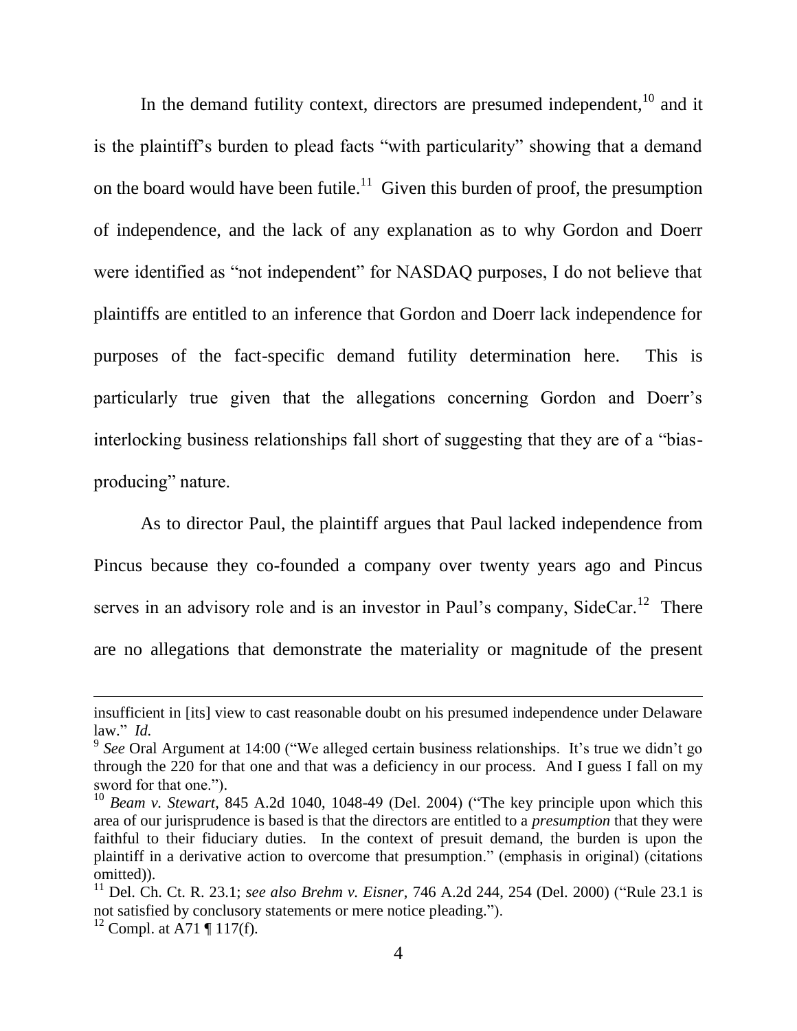In the demand futility context, directors are presumed independent,[10] and it is the plaintiff's burden to plead facts "with particularity" showing that a demand on the board would have been futile.[11] Given this burden of proof, the presumption of independence, and the lack of any explanation as to why Gordon and Doerr were identified as "not independent" for NASDAQ purposes, I do not believe that plaintiffs are entitled to an inference that Gordon and Doerr lack independence for purposes of the fact-specific demand futility determination here. This is particularly true given that the allegations concerning Gordon and Doerr's interlocking business relationships fall short of suggesting that they are of a "bias-producing" nature.

As to director Paul, the plaintiff argues that Paul lacked independence from Pincus because they co-founded a company over twenty years ago and Pincus serves in an advisory role and is an investor in Paul's company, SideCar.[12] There are no allegations that demonstrate the materiality or magnitude of the present

---

insufficient in [its] view to cast reasonable doubt on his presumed independence under Delaware law." *Id.*

[9] *See* Oral Argument at 14:00 ("We alleged certain business relationships. It's true we didn't go through the 220 for that one and that was a deficiency in our process. And I guess I fall on my sword for that one.").

[10] *Beam v. Stewart*, 845 A.2d 1040, 1048-49 (Del. 2004) ("The key principle upon which this area of our jurisprudence is based is that the directors are entitled to a *presumption* that they were faithful to their fiduciary duties. In the context of presuit demand, the burden is upon the plaintiff in a derivative action to overcome that presumption." (emphasis in original) (citations omitted)).

[11] Del. Ch. Ct. R. 23.1; *see also Brehm v. Eisner*, 746 A.2d 244, 254 (Del. 2000) ("Rule 23.1 is not satisfied by conclusory statements or mere notice pleading.").

[12] Compl. at A71 ¶ 117(f).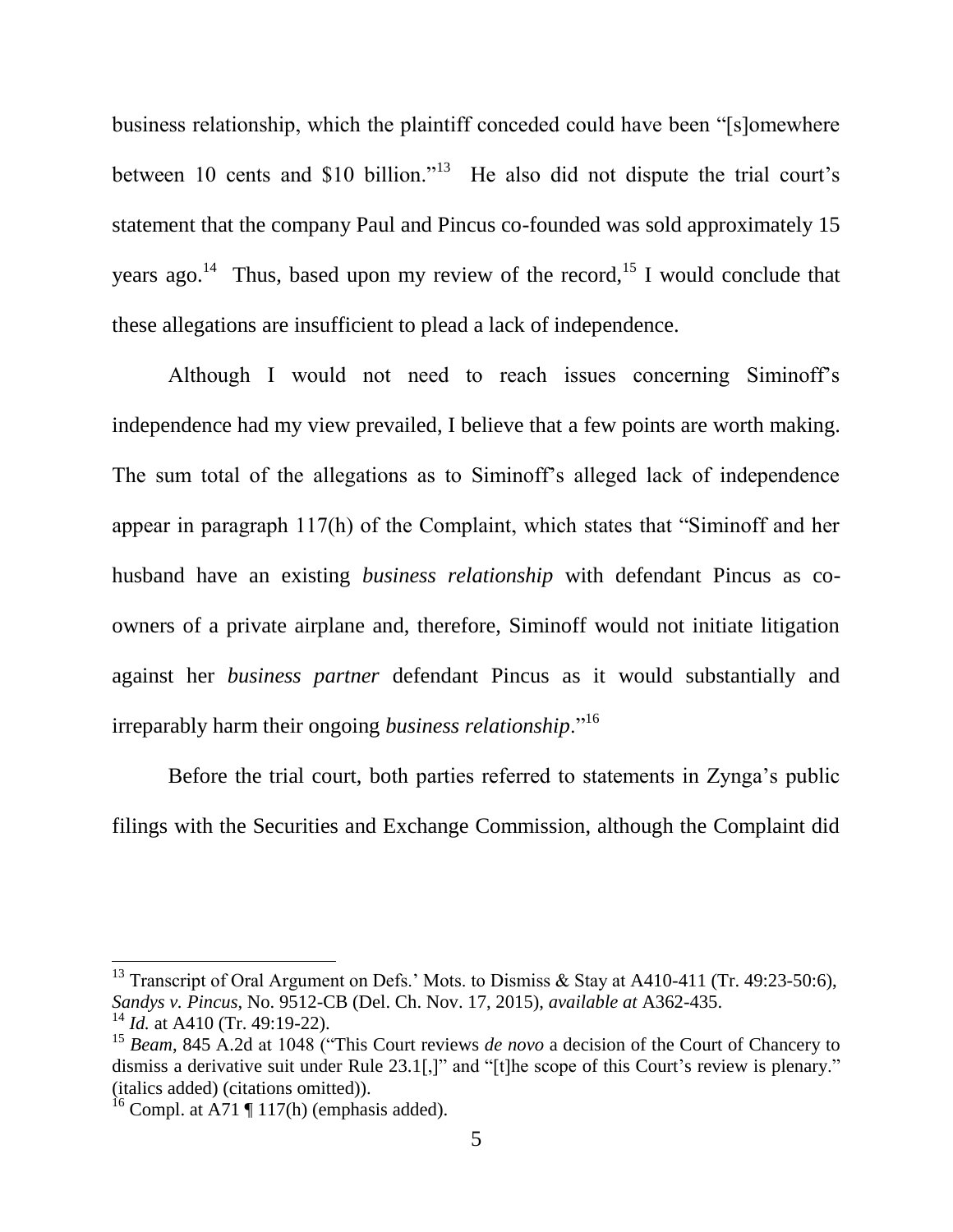business relationship, which the plaintiff conceded could have been "[s]omewhere between 10 cents and $10 billion."[13] He also did not dispute the trial court's statement that the company Paul and Pincus co-founded was sold approximately 15 years ago.[14] Thus, based upon my review of the record,[15] I would conclude that these allegations are insufficient to plead a lack of independence.

Although I would not need to reach issues concerning Siminoff's independence had my view prevailed, I believe that a few points are worth making. The sum total of the allegations as to Siminoff's alleged lack of independence appear in paragraph 117(h) of the Complaint, which states that "Siminoff and her husband have an existing *business relationship* with defendant Pincus as co-owners of a private airplane and, therefore, Siminoff would not initiate litigation against her *business partner* defendant Pincus as it would substantially and irreparably harm their ongoing *business relationship*."[16]

Before the trial court, both parties referred to statements in Zynga's public filings with the Securities and Exchange Commission, although the Complaint did

---

[13] Transcript of Oral Argument on Defs.' Mots. to Dismiss & Stay at A410-411 (Tr. 49:23-50:6), *Sandys v. Pincus*, No. 9512-CB (Del. Ch. Nov. 17, 2015), *available at* A362-435.

[14] *Id.* at A410 (Tr. 49:19-22).

[15] *Beam*, 845 A.2d at 1048 ("This Court reviews *de novo* a decision of the Court of Chancery to dismiss a derivative suit under Rule 23.1[,]" and "[t]he scope of this Court's review is plenary." (italics added) (citations omitted)).

[16] Compl. at A71 ¶ 117(h) (emphasis added).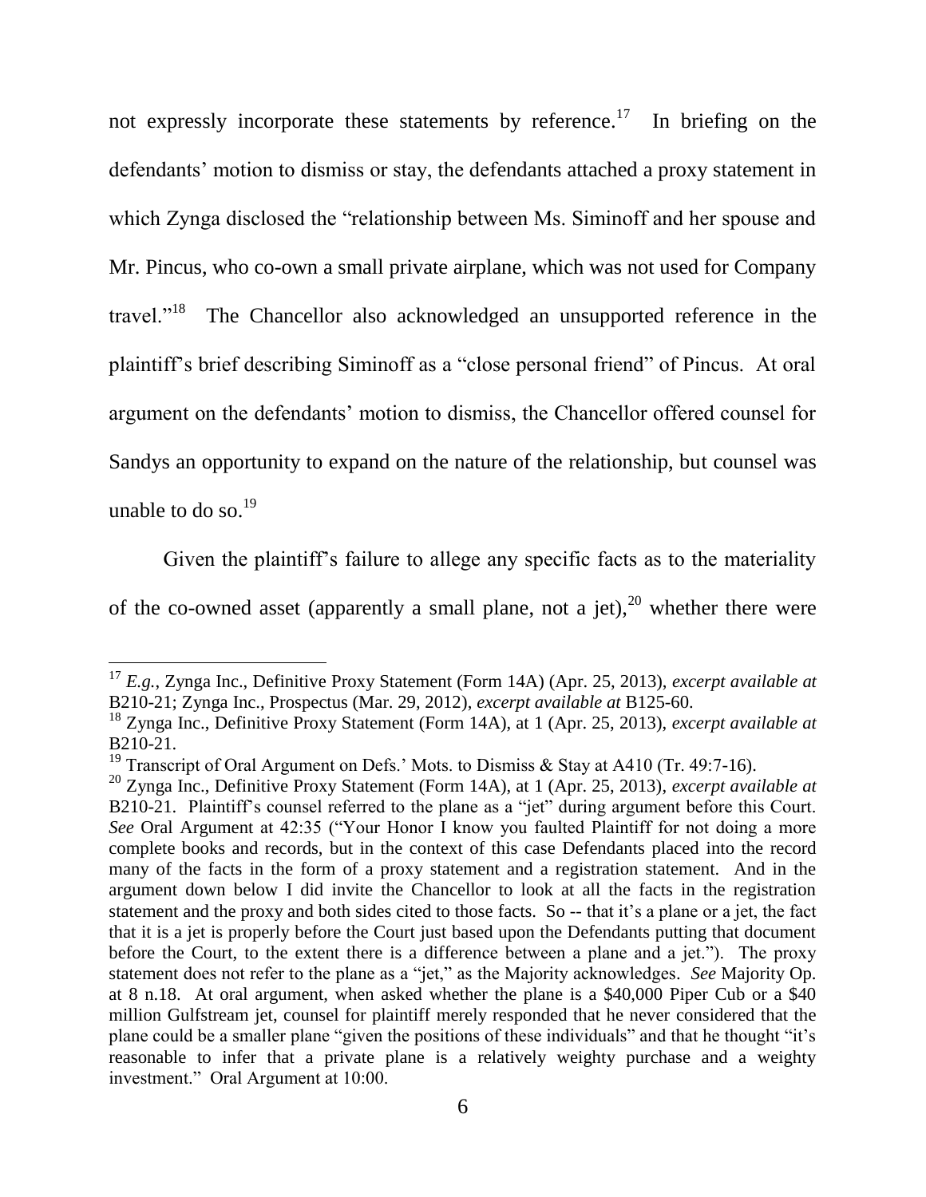not expressly incorporate these statements by reference.[17] In briefing on the defendants' motion to dismiss or stay, the defendants attached a proxy statement in which Zynga disclosed the "relationship between Ms. Siminoff and her spouse and Mr. Pincus, who co-own a small private airplane, which was not used for Company travel."[18] The Chancellor also acknowledged an unsupported reference in the plaintiff's brief describing Siminoff as a "close personal friend" of Pincus. At oral argument on the defendants' motion to dismiss, the Chancellor offered counsel for Sandys an opportunity to expand on the nature of the relationship, but counsel was unable to do so.[19]

Given the plaintiff's failure to allege any specific facts as to the materiality of the co-owned asset (apparently a small plane, not a jet),[20] whether there were

---

[17] *E.g.*, Zynga Inc., Definitive Proxy Statement (Form 14A) (Apr. 25, 2013), *excerpt available at* B210-21; Zynga Inc., Prospectus (Mar. 29, 2012), *excerpt available at* B125-60.

[18] Zynga Inc., Definitive Proxy Statement (Form 14A), at 1 (Apr. 25, 2013), *excerpt available at* B210-21.

[19] Transcript of Oral Argument on Defs.' Mots. to Dismiss & Stay at A410 (Tr. 49:7-16).

[20] Zynga Inc., Definitive Proxy Statement (Form 14A), at 1 (Apr. 25, 2013), *excerpt available at* B210-21. Plaintiff's counsel referred to the plane as a "jet" during argument before this Court. *See* Oral Argument at 42:35 ("Your Honor I know you faulted Plaintiff for not doing a more complete books and records, but in the context of this case Defendants placed into the record many of the facts in the form of a proxy statement and a registration statement. And in the argument down below I did invite the Chancellor to look at all the facts in the registration statement and the proxy and both sides cited to those facts. So -- that it's a plane or a jet, the fact that it is a jet is properly before the Court just based upon the Defendants putting that document before the Court, to the extent there is a difference between a plane and a jet."). The proxy statement does not refer to the plane as a "jet," as the Majority acknowledges. *See* Majority Op. at 8 n.18. At oral argument, when asked whether the plane is a \$40,000 Piper Cub or a \$40 million Gulfstream jet, counsel for plaintiff merely responded that he never considered that the plane could be a smaller plane "given the positions of these individuals" and that he thought "it's reasonable to infer that a private plane is a relatively weighty purchase and a weighty investment." Oral Argument at 10:00.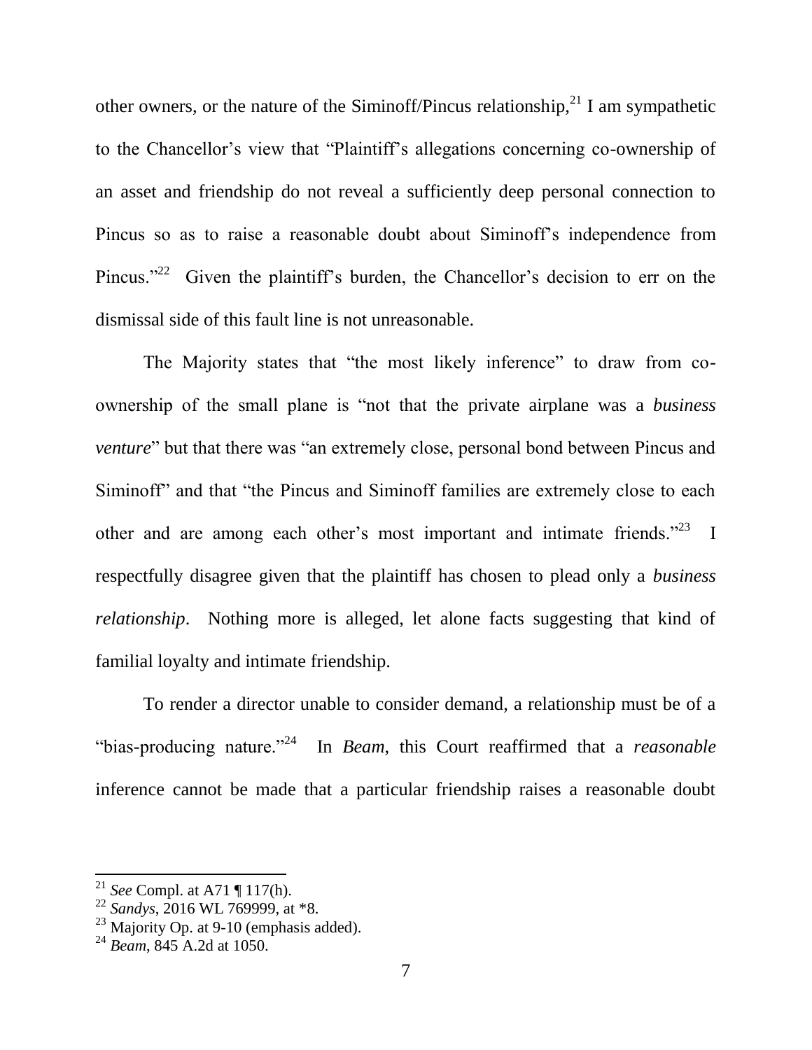other owners, or the nature of the Siminoff/Pincus relationship,[21] I am sympathetic to the Chancellor's view that "Plaintiff's allegations concerning co-ownership of an asset and friendship do not reveal a sufficiently deep personal connection to Pincus so as to raise a reasonable doubt about Siminoff's independence from Pincus."[22] Given the plaintiff's burden, the Chancellor's decision to err on the dismissal side of this fault line is not unreasonable.

The Majority states that "the most likely inference" to draw from co-ownership of the small plane is "not that the private airplane was a *business venture*" but that there was "an extremely close, personal bond between Pincus and Siminoff" and that "the Pincus and Siminoff families are extremely close to each other and are among each other's most important and intimate friends."[23] I respectfully disagree given that the plaintiff has chosen to plead only a *business relationship*. Nothing more is alleged, let alone facts suggesting that kind of familial loyalty and intimate friendship.

To render a director unable to consider demand, a relationship must be of a "bias-producing nature."[24] In *Beam*, this Court reaffirmed that a *reasonable* inference cannot be made that a particular friendship raises a reasonable doubt

---

[21] *See* Compl. at A71 ¶ 117(h).

[22] *Sandys*, 2016 WL 769999, at *8.

[23] Majority Op. at 9-10 (emphasis added).

[24] *Beam*, 845 A.2d at 1050.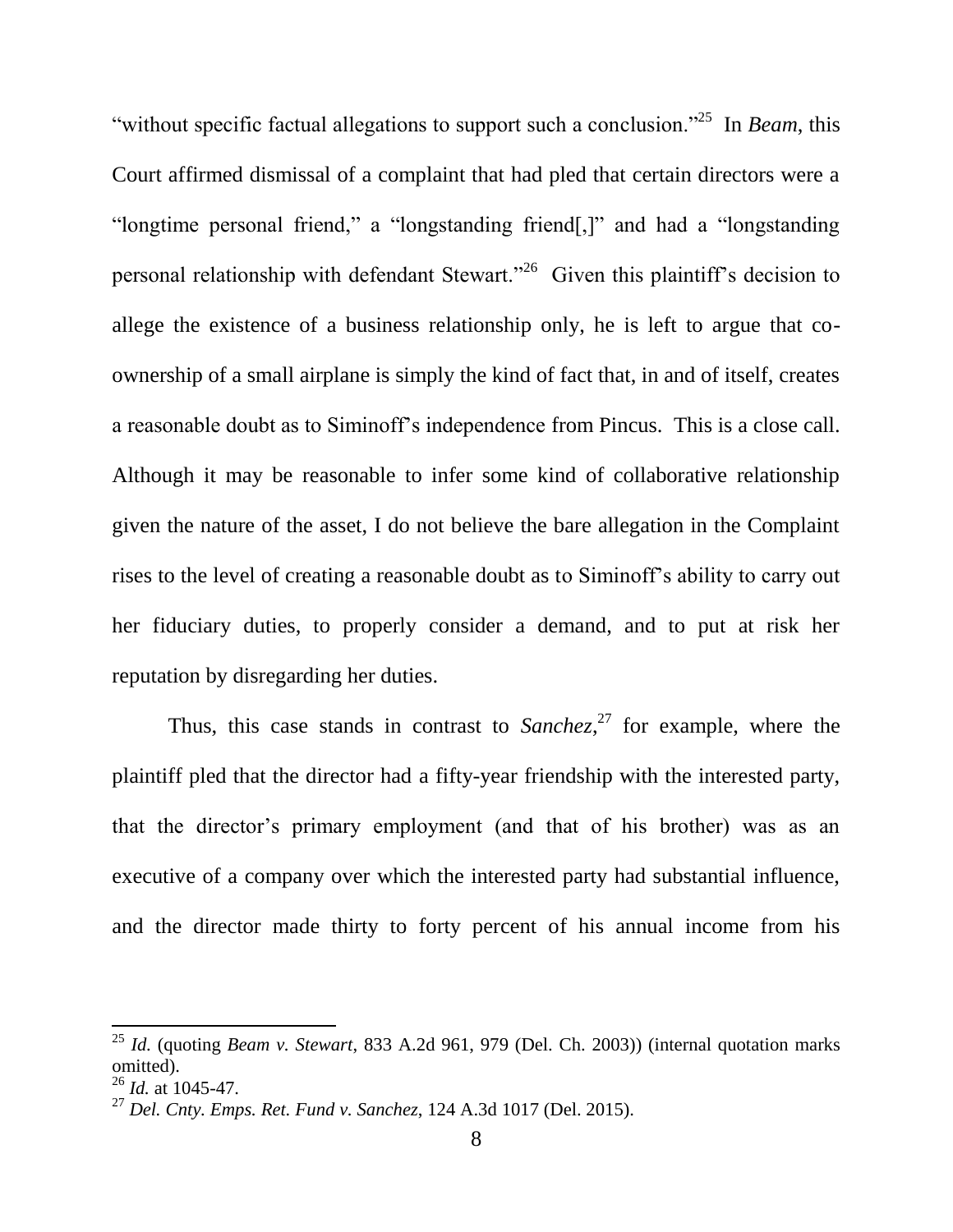"without specific factual allegations to support such a conclusion."[25] In *Beam*, this Court affirmed dismissal of a complaint that had pled that certain directors were a "longtime personal friend," a "longstanding friend[,]" and had a "longstanding personal relationship with defendant Stewart."[26] Given this plaintiff's decision to allege the existence of a business relationship only, he is left to argue that co-ownership of a small airplane is simply the kind of fact that, in and of itself, creates a reasonable doubt as to Siminoff's independence from Pincus. This is a close call. Although it may be reasonable to infer some kind of collaborative relationship given the nature of the asset, I do not believe the bare allegation in the Complaint rises to the level of creating a reasonable doubt as to Siminoff's ability to carry out her fiduciary duties, to properly consider a demand, and to put at risk her reputation by disregarding her duties.

Thus, this case stands in contrast to *Sanchez*,[27] for example, where the plaintiff pled that the director had a fifty-year friendship with the interested party, that the director's primary employment (and that of his brother) was as an executive of a company over which the interested party had substantial influence, and the director made thirty to forty percent of his annual income from his

---

[25] *Id.* (quoting *Beam v. Stewart*, 833 A.2d 961, 979 (Del. Ch. 2003)) (internal quotation marks omitted).

[26] *Id.* at 1045-47.

[27] *Del. Cnty. Emps. Ret. Fund v. Sanchez*, 124 A.3d 1017 (Del. 2015).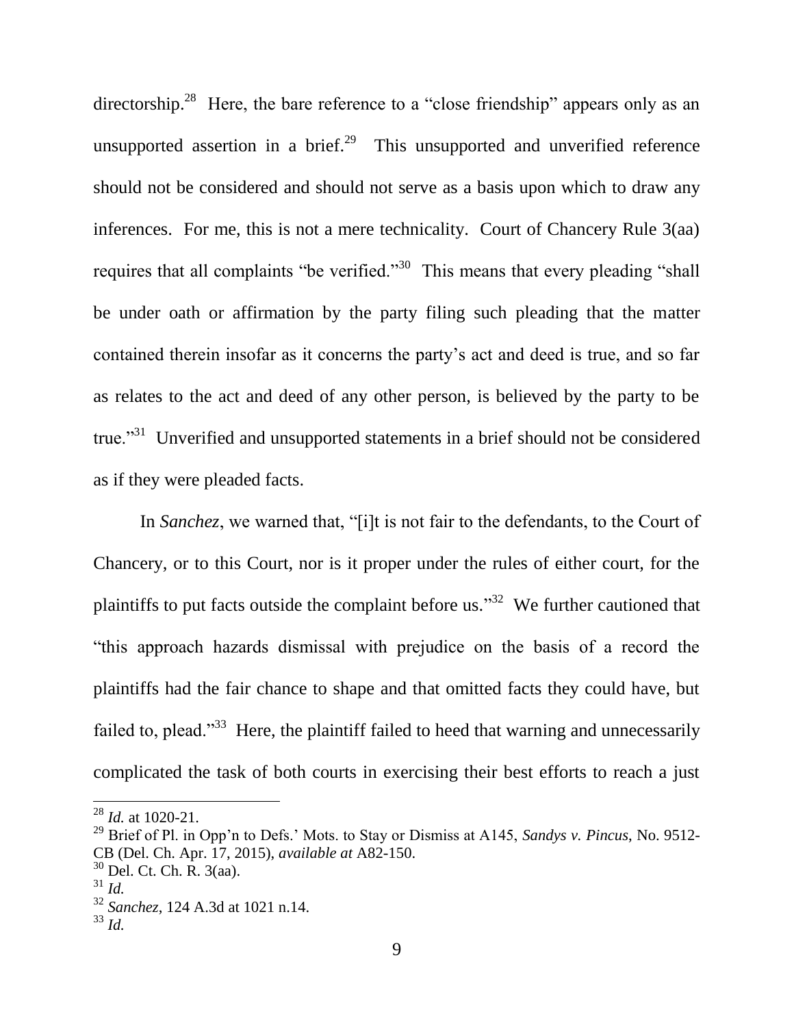directorship.[28] Here, the bare reference to a "close friendship" appears only as an unsupported assertion in a brief.[29] This unsupported and unverified reference should not be considered and should not serve as a basis upon which to draw any inferences. For me, this is not a mere technicality. Court of Chancery Rule 3(aa) requires that all complaints "be verified."[30] This means that every pleading "shall be under oath or affirmation by the party filing such pleading that the matter contained therein insofar as it concerns the party's act and deed is true, and so far as relates to the act and deed of any other person, is believed by the party to be true."[31] Unverified and unsupported statements in a brief should not be considered as if they were pleaded facts.

In *Sanchez*, we warned that, "[i]t is not fair to the defendants, to the Court of Chancery, or to this Court, nor is it proper under the rules of either court, for the plaintiffs to put facts outside the complaint before us."[32] We further cautioned that "this approach hazards dismissal with prejudice on the basis of a record the plaintiffs had the fair chance to shape and that omitted facts they could have, but failed to, plead."[33] Here, the plaintiff failed to heed that warning and unnecessarily complicated the task of both courts in exercising their best efforts to reach a just

---

[28] *Id.* at 1020-21.

[29] Brief of Pl. in Opp'n to Defs.' Mots. to Stay or Dismiss at A145, *Sandys v. Pincus*, No. 9512-CB (Del. Ch. Apr. 17, 2015), *available at* A82-150.

[30] Del. Ct. Ch. R. 3(aa).

[31] *Id.*

[32] *Sanchez*, 124 A.3d at 1021 n.14.

[33] *Id.*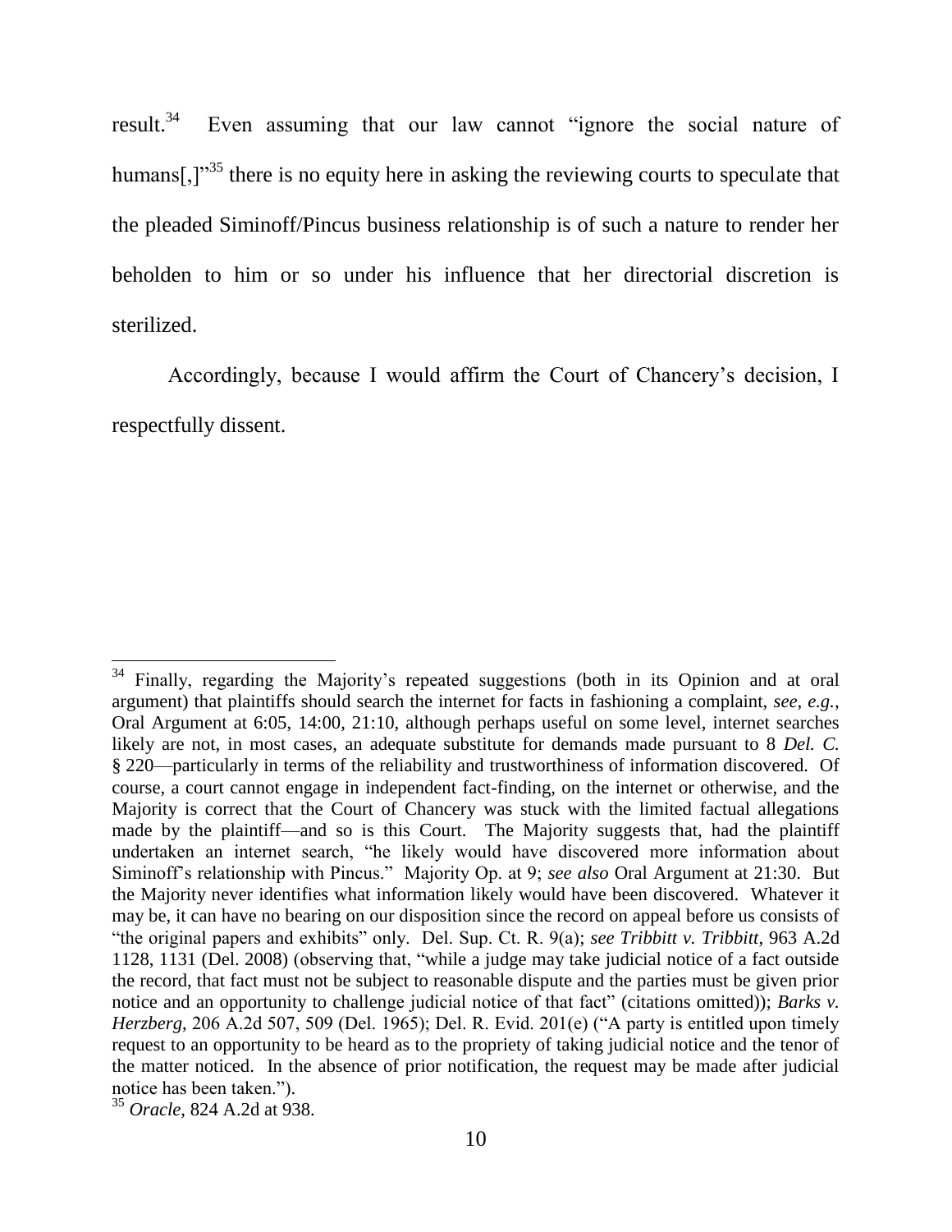result.[34] Even assuming that our law cannot "ignore the social nature of humans[,]"[35] there is no equity here in asking the reviewing courts to speculate that the pleaded Siminoff/Pincus business relationship is of such a nature to render her beholden to him or so under his influence that her directorial discretion is sterilized.

Accordingly, because I would affirm the Court of Chancery's decision, I respectfully dissent.

---

[34] Finally, regarding the Majority's repeated suggestions (both in its Opinion and at oral argument) that plaintiffs should search the internet for facts in fashioning a complaint, *see, e.g.*, Oral Argument at 6:05, 14:00, 21:10, although perhaps useful on some level, internet searches likely are not, in most cases, an adequate substitute for demands made pursuant to 8 *Del. C.* § 220—particularly in terms of the reliability and trustworthiness of information discovered. Of course, a court cannot engage in independent fact-finding, on the internet or otherwise, and the Majority is correct that the Court of Chancery was stuck with the limited factual allegations made by the plaintiff—and so is this Court. The Majority suggests that, had the plaintiff undertaken an internet search, "he likely would have discovered more information about Siminoff's relationship with Pincus." Majority Op. at 9; *see also* Oral Argument at 21:30. But the Majority never identifies what information likely would have been discovered. Whatever it may be, it can have no bearing on our disposition since the record on appeal before us consists of "the original papers and exhibits" only. Del. Sup. Ct. R. 9(a); *see Tribbitt v. Tribbitt*, 963 A.2d 1128, 1131 (Del. 2008) (observing that, "while a judge may take judicial notice of a fact outside the record, that fact must not be subject to reasonable dispute and the parties must be given prior notice and an opportunity to challenge judicial notice of that fact" (citations omitted)); *Barks v. Herzberg*, 206 A.2d 507, 509 (Del. 1965); Del. R. Evid. 201(e) ("A party is entitled upon timely request to an opportunity to be heard as to the propriety of taking judicial notice and the tenor of the matter noticed. In the absence of prior notification, the request may be made after judicial notice has been taken.").

[35] *Oracle*, 824 A.2d at 938.